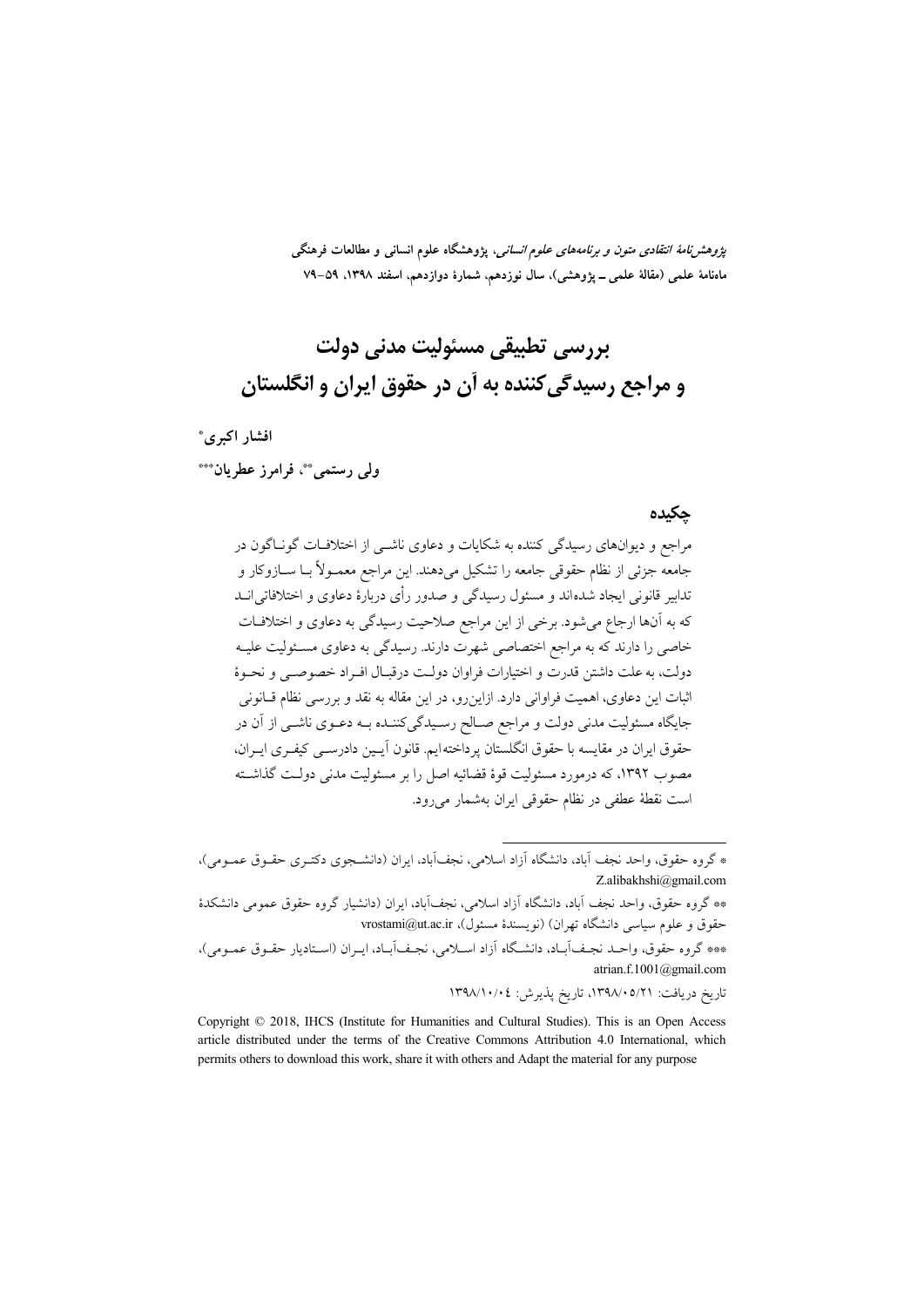*پژوهش‌نامهٔ انتقادی متون و برنامه‌های علوم انسانی*، پژوهشگاه علوم انسانی و مطالعات فرهنگی
ماهنامهٔ علمی (مقالهٔ علمی ـ پژوهشی)، سال نوزدهم، شمارهٔ دوازدهم، اسفند ۱۳۹۸، ۵۹-۷۹

# بررسی تطبیقی مسئولیت مدنی دولت و مراجع رسیدگی‌کننده به آن در حقوق ایران و انگلستان

**افشار اکبری***

**ولی رستمی**، فرامرز عطریان*****

## چکیده

مراجع و دیوان‌های رسیدگی کننده به شکایات و دعاوی ناشی از اختلافات گوناگون در جامعه جزئی از نظام حقوقی جامعه را تشکیل می‌دهند. این مراجع معمولاً با سازوکار و تدابیر قانونی ایجاد شده‌اند و مسئول رسیدگی و صدور رأی دربارهٔ دعاوی و اختلافاتی‌اند که به آن‌ها ارجاع می‌شود. برخی از این مراجع صلاحیت رسیدگی به دعاوی و اختلافات خاصی را دارند که به مراجع اختصاصی شهرت دارند. رسیدگی به دعاوی مسئولیت علیه دولت، به علت داشتن قدرت و اختیارات فراوان دولت درقبال افراد خصوصی و نحوهٔ اثبات این دعاوی، اهمیت فراوانی دارد. ازاین‌رو، در این مقاله به نقد و بررسی نظام قانونی جایگاه مسئولیت مدنی دولت و مراجع صالح رسیدگی‌کننده به دعوی ناشی از آن در حقوق ایران در مقایسه با حقوق انگلستان پرداخته‌ایم. قانون آیین دادرسی کیفری ایران، مصوب ۱۳۹۲، که درمورد مسئولیت قوهٔ قضائیه اصل را بر مسئولیت مدنی دولت گذاشته است نقطهٔ عطفی در نظام حقوقی ایران به‌شمار می‌رود.

---

* گروه حقوق، واحد نجف آباد، دانشگاه آزاد اسلامی، نجف‌آباد، ایران (دانشجوی دکتری حقوق عمومی)، Z.alibakhshi@gmail.com

** گروه حقوق، واحد نجف آباد، دانشگاه آزاد اسلامی، نجف‌آباد، ایران (دانشیار گروه حقوق عمومی دانشکدهٔ حقوق و علوم سیاسی دانشگاه تهران) (نویسندهٔ مسئول)، vrostami@ut.ac.ir

*** گروه حقوق، واحد نجف‌آباد، دانشگاه آزاد اسلامی، نجف‌آباد، ایران (استادیار حقوق عمومی)، atrian.f.1001@gmail.com

تاریخ دریافت: ۱۳۹۸/۰۵/۲۱، تاریخ پذیرش: ۱۳۹۸/۱۰/۰۴

Copyright © 2018, IHCS (Institute for Humanities and Cultural Studies). This is an Open Access article distributed under the terms of the Creative Commons Attribution 4.0 International, which permits others to download this work, share it with others and Adapt the material for any purpose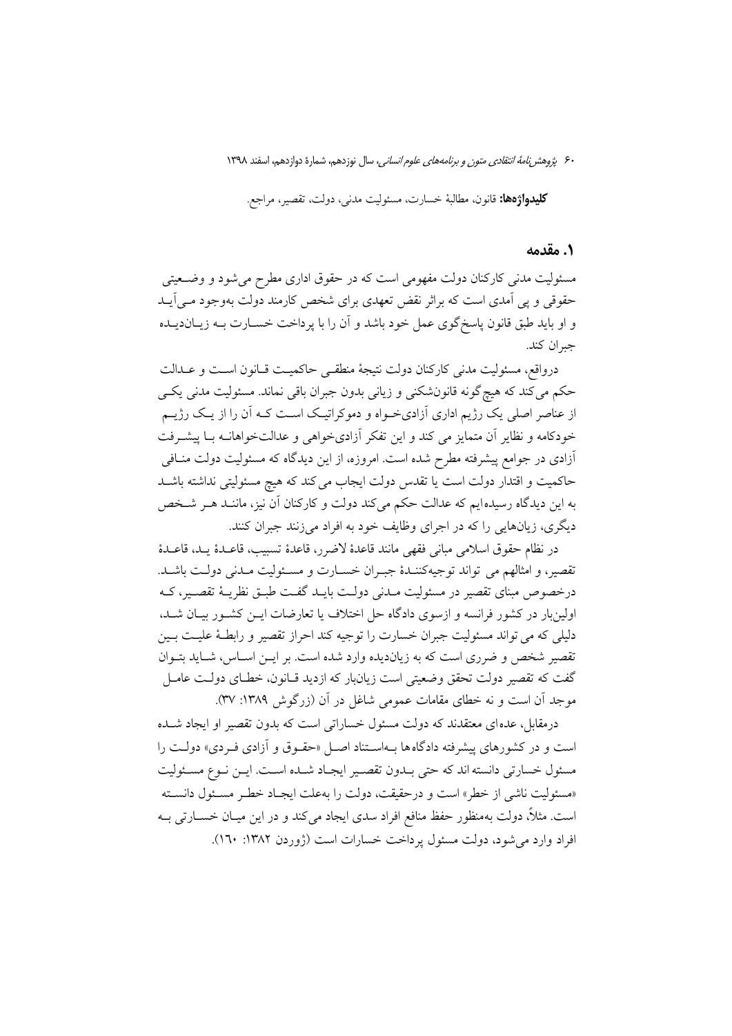**کلیدواژه‌ها:** قانون، مطالبهٔ خسارت، مسئولیت مدنی، دولت، تقصیر، مراجع.

## ۱. مقدمه

مسئولیت مدنی کارکنان دولت مفهومی است که در حقوق اداری مطرح می‌شود و وضعیتی حقوقی و پی آمدی است که براثر نقض تعهدی برای شخص کارمند دولت به‌وجود می‌آید و او باید طبق قانون پاسخ‌گوی عمل خود باشد و آن را با پرداخت خسارت به زیان‌دیده جبران کند.

درواقع، مسئولیت مدنی کارکنان دولت نتیجهٔ منطقی حاکمیت قانون است و عدالت حکم می‌کند که هیچ‌گونه قانون‌شکنی و زیانی بدون جبران باقی نماند. مسئولیت مدنی یکی از عناصر اصلی یک رژیم اداری آزادی‌خواه و دموکراتیک است که آن را از یک رژیم خودکامه و نظایر آن متمایز می کند و این تفکر آزادی‌خواهی و عدالت‌خواهانه با پیشرفت آزادی در جوامع پیشرفته مطرح شده است. امروزه، از این دیدگاه که مسئولیت دولت منافی حاکمیت و اقتدار دولت است یا تقدس دولت ایجاب می کند که هیچ مسئولیتی نداشته باشد به این دیدگاه رسیده‌ایم که عدالت حکم می‌کند دولت و کارکنان آن نیز، مانند هر شخص دیگری، زیان‌هایی را که در اجرای وظایف خود به افراد می‌زنند جبران کنند.

در نظام حقوق اسلامی مبانی فقهی مانند قاعدهٔ لاضرر، قاعدهٔ تسبیب، قاعدهٔ ید، قاعدهٔ تقصیر، و امثالهم می تواند توجیه‌کنندهٔ جبران خسارت و مسئولیت مدنی دولت باشد. درخصوص مبنای تقصیر در مسئولیت مدنی دولت باید گفت طبق نظریهٔ تقصیر، که اولین‌بار در کشور فرانسه و ازسوی دادگاه حل اختلاف یا تعارضات این کشور بیان شد، دلیلی که می تواند مسئولیت جبران خسارت را توجیه کند احراز تقصیر و رابطهٔ علیت بین تقصیر شخص و ضرری است که به زیان‌دیده وارد شده است. بر این اساس، شاید بتوان گفت که تقصیر دولت تحقق وضعیتی است زیان‌بار که ازدید قانون، خطای دولت عامل موجد آن است و نه خطای مقامات عمومی شاغل در آن (زرگوش ۱۳۸۹: ۳۷).

درمقابل، عده‌ای معتقدند که دولت مسئول خساراتی است که بدون تقصیر او ایجاد شده است و در کشورهای پیشرفته دادگاه‌ها به‌استناد اصل «حقوق و آزادی فردی» دولت را مسئول خسارتی دانسته اند که حتی بدون تقصیر ایجاد شده است. این نوع مسئولیت «مسئولیت ناشی از خطر» است و درحقیقت، دولت را به‌علت ایجاد خطر مسئول دانسته است. مثلاً، دولت به‌منظور حفظ منافع افراد سدی ایجاد می‌کند و در این میان خسارتی به افراد وارد می‌شود، دولت مسئول پرداخت خسارات است (ژوردن ۱۳۸۲: ۱۶۰).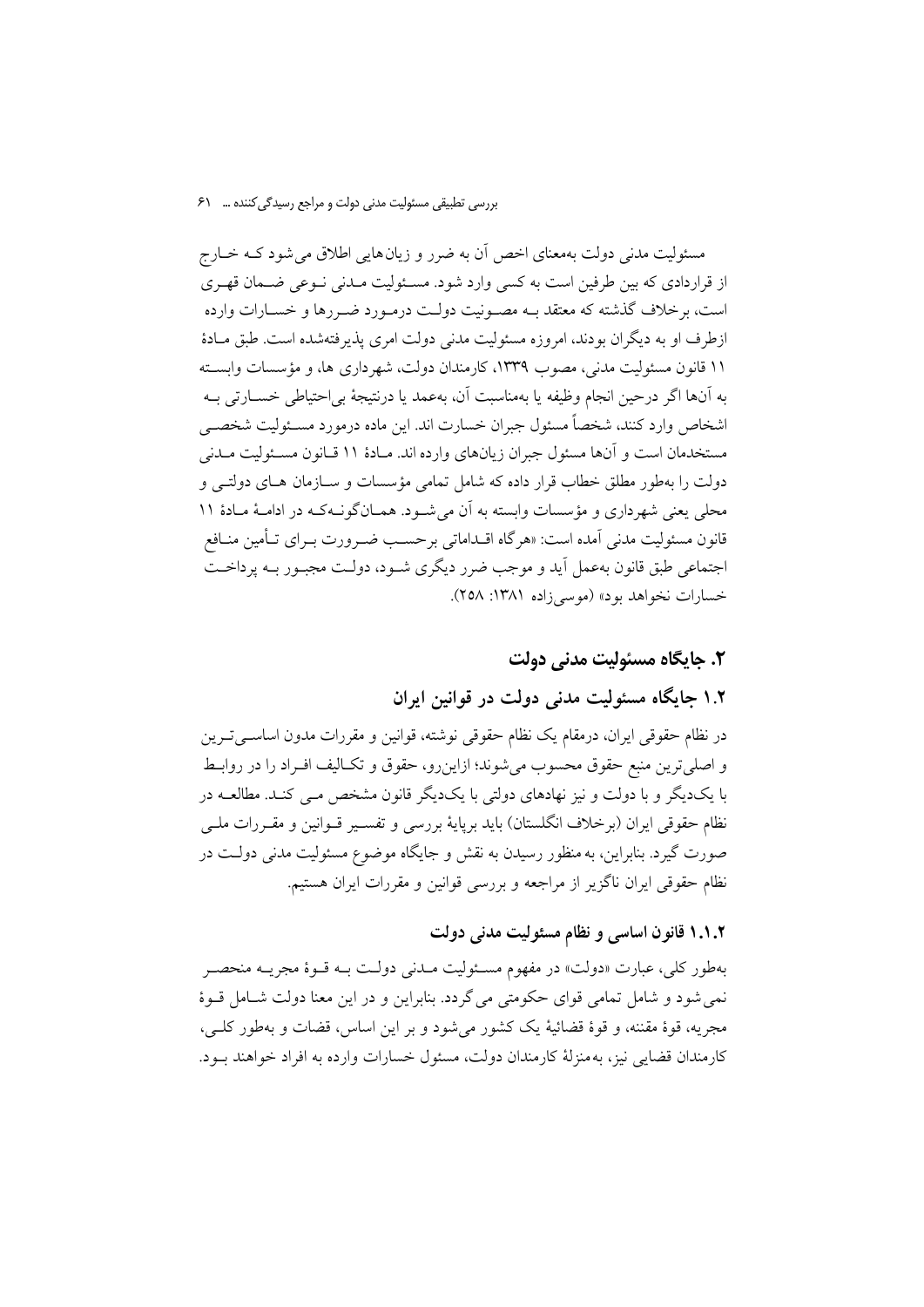مسئولیت مدنی دولت به‌معنای اخص آن به ضرر و زیان‌هایی اطلاق می‌شود کـه خـارج از قراردادی که بین طرفین است به کسی وارد شود. مسـئولیت مـدنی نـوعی ضـمان قهـری است، برخلاف گذشته که معتقد بـه مصـونیت دولـت درمـورد ضـررها و خسـارات وارده ازطرف او به دیگران بودند، امروزه مسئولیت مدنی دولت امری پذیرفته‌شده است. طبق مـادهٔ ۱۱ قانون مسئولیت مدنی، مصوب ۱۳۳۹، کارمندان دولت، شهرداری ها، و مؤسسات وابسـته به آن‌ها اگر درحین انجام وظیفه یا به‌مناسبت آن، به‌عمد یا درنتیجهٔ بی‌احتیاطی خسـارتی بـه اشخاص وارد کنند، شخصاً مسئول جبران خسارت اند. این ماده درمورد مسـئولیت شخصـی مستخدمان است و آن‌ها مسئول جبران زیان‌های وارده اند. مـادهٔ ۱۱ قـانون مسـئولیت مـدنی دولت را به‌طور مطلق خطاب قرار داده که شامل تمامی مؤسسات و سـازمان هـای دولتـی و محلی یعنی شهرداری و مؤسسات وابسته به آن می‌شـود. همـان‌گونـه‌کـه در ادامـهٔ مـادهٔ ۱۱ قانون مسئولیت مدنی آمده است: «هرگاه اقـداماتی برحسـب ضـرورت بـرای تـأمین منـافع اجتماعی طبق قانون به‌عمل آید و موجب ضرر دیگری شـود، دولـت مجبـور بـه پرداخـت خسارات نخواهد بود» (موسی‌زاده ۱۳۸۱: ۲۵۸).

## ۲. جایگاه مسئولیت مدنی دولت

### ۱.۲ جایگاه مسئولیت مدنی دولت در قوانین ایران

در نظام حقوقی ایران، درمقام یک نظام حقوقی نوشته، قوانین و مقررات مدون اساسـی‌تـرین و اصلی‌ترین منبع حقوق محسوب می‌شوند؛ ازاین‌رو، حقوق و تکـالیف افـراد را در روابـط با یک‌دیگر و با دولت و نیز نهادهای دولتی با یک‌دیگر قانون مشخص مـی کنـد. مطالعـه در نظام حقوقی ایران (برخلاف انگلستان) باید برپایهٔ بررسی و تفسـیر قـوانین و مقـررات ملـی صورت گیرد. بنابراین، به منظور رسیدن به نقش و جایگاه موضوع مسئولیت مدنی دولـت در نظام حقوقی ایران ناگزیر از مراجعه و بررسی قوانین و مقررات ایران هستیم.

#### ۱.۱.۲ قانون اساسی و نظام مسئولیت مدنی دولت

به‌طور کلی، عبارت «دولت» در مفهوم مسـئولیت مـدنی دولـت بـه قـوهٔ مجریـه منحصـر نمی‌شود و شامل تمامی قوای حکومتی می‌گردد. بنابراین و در این معنا دولت شـامل قـوهٔ مجریه، قوهٔ مقننه، و قوهٔ قضائیهٔ یک کشور می‌شود و بر این اساس، قضات و به‌طور کلـی، کارمندان قضایی نیز، به‌منزلهٔ کارمندان دولت، مسئول خسارات وارده به افراد خواهند بـود.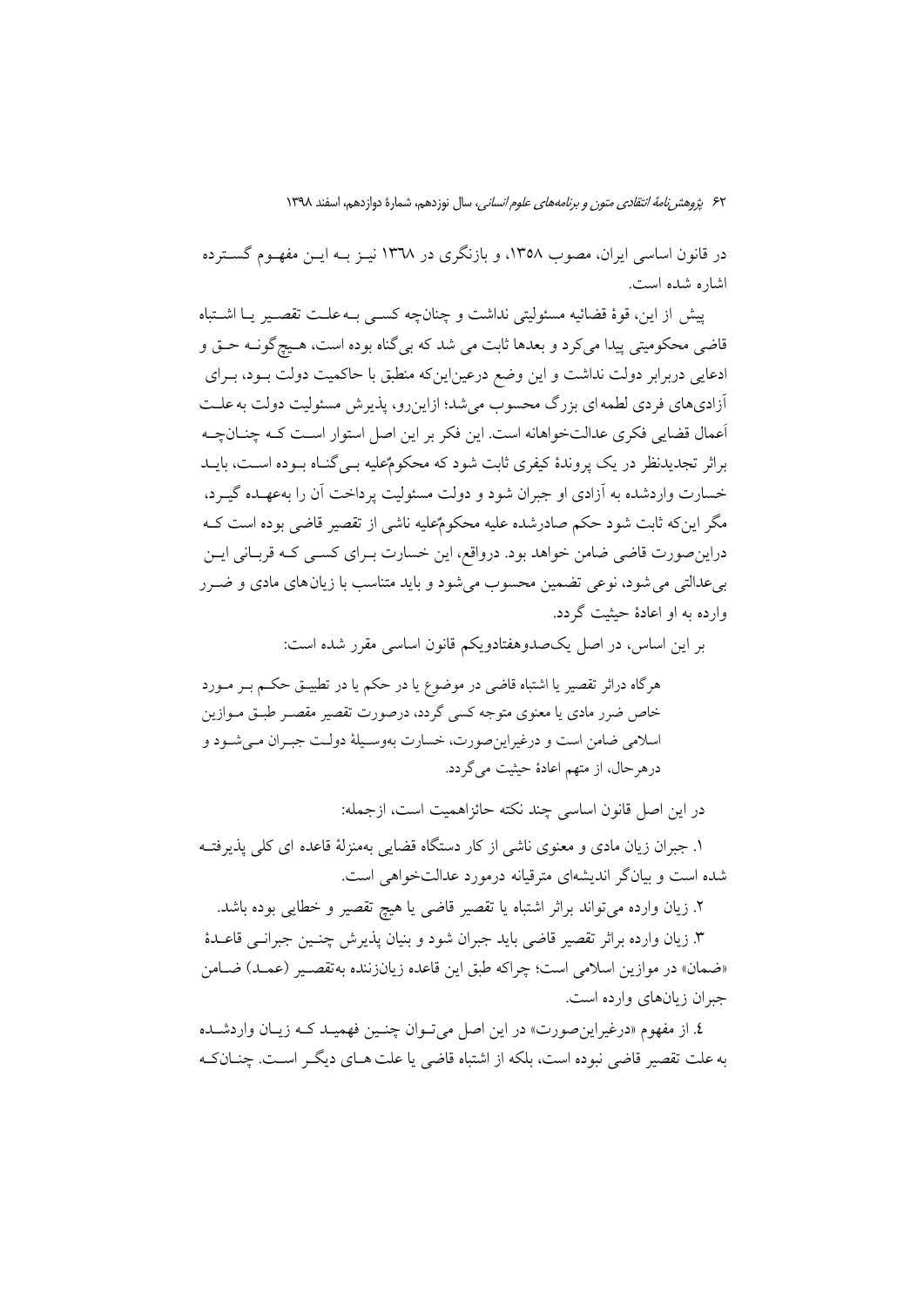در قانون اساسی ایران، مصوب ۱۳۵۸، و بازنگری در ۱۳۶۸ نیز به این مفهوم گسترده اشاره شده است.

پیش از این، قوهٔ قضائیه مسئولیتی نداشت و چنانچه کسی به‌علت تقصیر یا اشتباه قاضی محکومیتی پیدا می‌کرد و بعدها ثابت می شد که بی‌گناه بوده است، هیچ‌گونه حق و ادعایی دربرابر دولت نداشت و این وضع درعین‌این‌که منطبق با حاکمیت دولت بود، برای آزادی‌های فردی لطمه‌ای بزرگ محسوب می‌شد؛ ازاین‌رو، پذیرش مسئولیت دولت به‌علت اَعمال قضایی فکری عدالت‌خواهانه است. این فکر بر این اصل استوار است که چنانچه براثر تجدیدنظر در یک پروندهٔ کیفری ثابت شود که محکومٌ‌علیه بی‌گناه بوده است، باید خسارت واردشده به آزادی او جبران شود و دولت مسئولیت پرداخت آن را به‌عهده گیرد، مگر این‌که ثابت شود حکم صادرشده علیه محکومٌ‌علیه ناشی از تقصیر قاضی بوده است که دراین‌صورت قاضی ضامن خواهد بود. درواقع، این خسارت برای کسی که قربانی این بی‌عدالتی می شود، نوعی تضمین محسوب می‌شود و باید متناسب با زیان‌های مادی و ضرر وارده به او اعادهٔ حیثیت گردد.

بر این اساس، در اصل یک‌صدوهفتادویکم قانون اساسی مقرر شده است:

> هرگاه دراثر تقصیر یا اشتباه قاضی در موضوع یا در حکم یا در تطبیق حکم بر مورد خاص ضرر مادی یا معنوی متوجه کسی گردد، درصورت تقصیر مقصر طبق موازین اسلامی ضامن است و درغیراین‌صورت، خسارت به‌وسیلهٔ دولت جبران می‌شود و درهرحال، از متهم اعادهٔ حیثیت می‌گردد.

در این اصل قانون اساسی چند نکته حائزاهمیت است، ازجمله:

۱. جبران زیان مادی و معنوی ناشی از کار دستگاه قضایی به‌منزلهٔ قاعده ای کلی پذیرفته شده است و بیان‌گر اندیشه‌ای مترقیانه درمورد عدالت‌خواهی است.

۲. زیان وارده می‌تواند براثر اشتباه یا تقصیر قاضی یا هیچ تقصیر و خطایی بوده باشد.

۳. زیان وارده براثر تقصیر قاضی باید جبران شود و بنیان پذیرش چنین جبرانی قاعدهٔ «ضمان» در موازین اسلامی است؛ چراکه طبق این قاعده زیان‌زننده به‌تقصیر (عمد) ضامن جبران زیان‌های وارده است.

۴. از مفهوم «درغیراین‌صورت» در این اصل می‌توان چنین فهمید که زیان واردشده به‌علت تقصیر قاضی نبوده است، بلکه از اشتباه قاضی یا علت های دیگر است. چنان‌که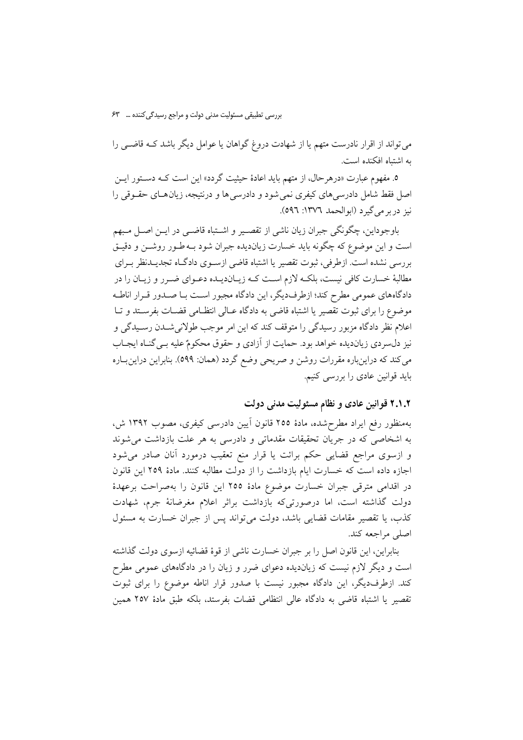می‌تواند از اقرار نادرست متهم یا از شهادت دروغ گواهان یا عوامل دیگر باشد که قاضی را به اشتباه افکنده است.

۵. مفهوم عبارت «درهرحال، از متهم باید اعادهٔ حیثیت گردد» این است که دستور این اصل فقط شامل دادرسی‌های کیفری نمی‌شود و دادرسی‌ها و درنتیجه، زیان‌های حقوقی را نیز دربر می‌گیرد (ابوالحمد ۱۳۷٦: ٥٩٦).

باوجوداین، چگونگی جبران زیان ناشی از تقصیر و اشتباه قاضی در این اصل مبهم است و این موضوع که چگونه باید خسارت زیان‌دیده جبران شود به‌طور روشن و دقیق بررسی نشده است. ازطرفی، ثبوت تقصیر یا اشتباه قاضی ازسوی دادگاه تجدیدنظر برای مطالبهٔ خسارت کافی نیست، بلکه لازم است که زیان‌دیده دعوای ضرر و زیان را در دادگاه‌های عمومی مطرح کند؛ ازطرف‌دیگر، این دادگاه مجبور است با صدور قرار اناطه موضوع را برای ثبوت تقصیر یا اشتباه قاضی به دادگاه عالی انتظامی قضات بفرستد و تا اعلام نظر دادگاه مزبور رسیدگی را متوقف کند که این امر موجب طولانی‌شدن رسیدگی و نیز دل‌سردی زیان‌دیده خواهد بود. حمایت از آزادی و حقوق محکومٌ‌علیه بی‌گناه ایجاب می‌کند که دراین‌باره مقررات روشن و صریحی وضع گردد (همان: ٥٩٩). بنابراین دراین‌باره باید قوانین عادی را بررسی کنیم.

### ۲.۱.۲ قوانین عادی و نظام مسئولیت مدنی دولت

به‌منظور رفع ایراد مطرح‌شده، مادهٔ ۲۵۵ قانون آیین دادرسی کیفری، مصوب ۱۳۹۲ ش، به اشخاصی که در جریان تحقیقات مقدماتی و دادرسی به هر علت بازداشت می‌شوند و ازسوی مراجع قضایی حکم برائت یا قرار منع تعقیب درمورد آنان صادر می‌شود اجازه داده است که خسارت ایام بازداشت را از دولت مطالبه کنند. مادهٔ ۲۵۹ این قانون در اقدامی مترقی جبران خسارت موضوع مادهٔ ۲۵۵ این قانون را به‌صراحت برعهدهٔ دولت گذاشته است، اما درصورتی‌که بازداشت براثر اعلام مغرضانهٔ جرم، شهادت کذب، یا تقصیر مقامات قضایی باشد، دولت می‌تواند پس از جبران خسارت به مسئول اصلی مراجعه کند.

بنابراین، این قانون اصل را بر جبران خسارت ناشی از قوهٔ قضائیه ازسوی دولت گذاشته است و دیگر لازم نیست که زیان‌دیده دعوای ضرر و زیان را در دادگاه‌های عمومی مطرح کند. ازطرف‌دیگر، این دادگاه مجبور نیست با صدور قرار اناطه موضوع را برای ثبوت تقصیر یا اشتباه قاضی به دادگاه عالی انتظامی قضات بفرستد، بلکه طبق مادهٔ ۲۵۷ همین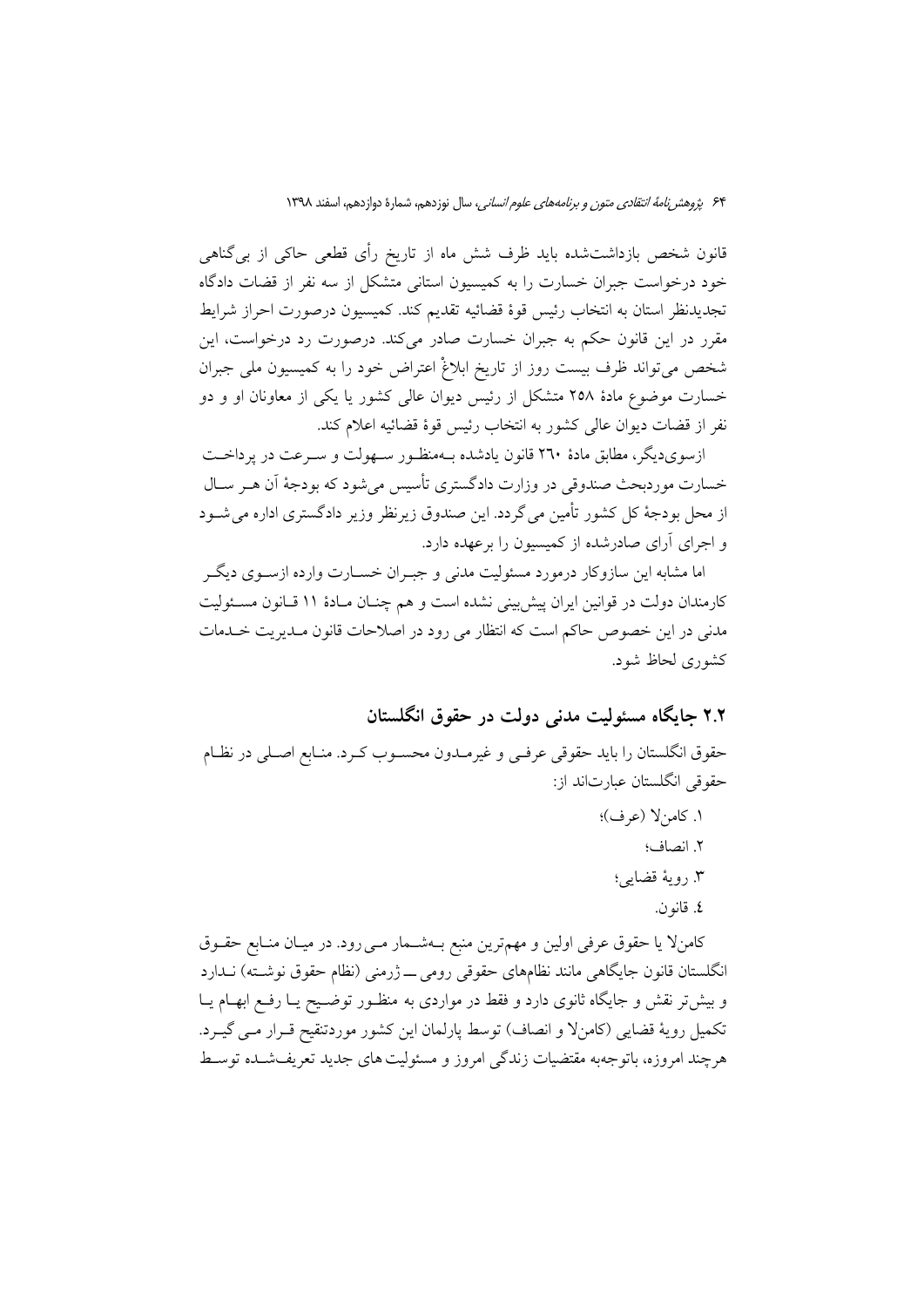قانون شخص بازداشت‌شده باید ظرف شش ماه از تاریخ رأی قطعی حاکی از بی‌گناهی خود درخواست جبران خسارت را به کمیسیون استانی متشکل از سه نفر از قضات دادگاه تجدیدنظر استان به انتخاب رئیس قوهٔ قضائیه تقدیم کند. کمیسیون درصورت احراز شرایط مقرر در این قانون حکم به جبران خسارت صادر می‌کند. درصورت رد درخواست، این شخص می‌تواند ظرف بیست روز از تاریخ ابلاغْ اعتراض خود را به کمیسیون ملی جبران خسارت موضوع مادهٔ ۲۵۸ متشکل از رئیس دیوان عالی کشور یا یکی از معاونان او و دو نفر از قضات دیوان عالی کشور به انتخاب رئیس قوهٔ قضائیه اعلام کند.

ازسوی‌دیگر، مطابق مادهٔ ٢٦٠ قانون یادشده به‌منظور سهولت و سرعت در پرداخت خسارت موردبحث صندوقی در وزارت دادگستری تأسیس می‌شود که بودجهٔ آن هر سال از محل بودجهٔ کل کشور تأمین می‌گردد. این صندوق زیرنظر وزیر دادگستری اداره می‌شود و اجرای آرای صادرشده از کمیسیون را برعهده دارد.

اما مشابه این سازوکار درمورد مسئولیت مدنی و جبران خسارت وارده ازسوی دیگر کارمندان دولت در قوانین ایران پیش‌بینی نشده است و هم چنان مادهٔ ۱۱ قانون مسئولیت مدنی در این خصوص حاکم است که انتظار می رود در اصلاحات قانون مدیریت خدمات کشوری لحاظ شود.

## ۲.۲ جایگاه مسئولیت مدنی دولت در حقوق انگلستان

حقوق انگلستان را باید حقوقی عرفی و غیرمدون محسوب کرد. منابع اصلی در نظام حقوقی انگلستان عبارت‌اند از:

۱. کامن‌لا (عرف)؛
۲. انصاف؛
۳. رویهٔ قضایی؛
٤. قانون.

کامن‌لا یا حقوق عرفی اولین و مهم‌ترین منبع به‌شمار می‌رود. در میان منابع حقوق انگلستان قانون جایگاهی مانند نظام‌های حقوقی رومی ــ ژرمنی (نظام حقوق نوشته) ندارد و بیش‌تر نقش و جایگاه ثانوی دارد و فقط در مواردی به منظور توضیح یا رفع ابهام یا تکمیل رویهٔ قضایی (کامن‌لا و انصاف) توسط پارلمان این کشور موردتنقیح قرار می‌گیرد. هرچند امروزه، باتوجه‌به مقتضیات زندگی امروز و مسئولیت‌های جدید تعریف‌شده توسط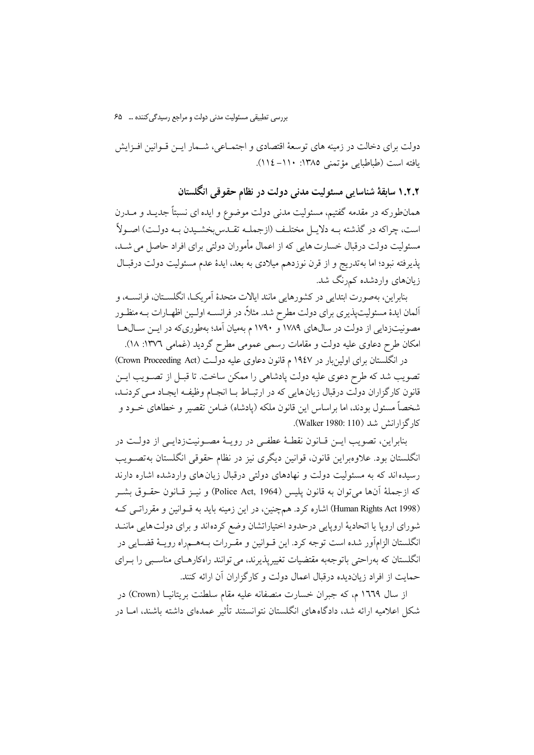دولت برای دخالت در زمینه های توسعهٔ اقتصادی و اجتماعی، شمار این قوانین افزایش یافته است (طباطبایی مؤتمنی ۱۳۸۵: ۱۱۰- ۱۱٤).

### ۱.۲.۲ سابقهٔ شناسایی مسئولیت مدنی دولت در نظام حقوقی انگلستان

همان‌طورکه در مقدمه گفتیم، مسئولیت مدنی دولت موضوع و ایده ای نسبتاً جدید و مدرن است، چراکه در گذشته به دلایل مختلف (ازجمله تقدس‌بخشیدن به دولت) اصولاً مسئولیت دولت درقبال خسارت هایی که از اعمال مأموران دولتی برای افراد حاصل می شد، پذیرفته نبود؛ اما به‌تدریج و از قرن نوزدهم میلادی به بعد، ایدهٔ عدم مسئولیت دولت درقبال زیان‌های واردشده کم‌رنگ شد.

بنابراین، به‌صورت ابتدایی در کشورهایی مانند ایالات متحدهٔ آمریکا، انگلستان، فرانسه، و آلمان ایدهٔ مسئولیت‌پذیری برای دولت مطرح شد. مثلاً، در فرانسه اولین اظهارات به‌منظور مصونیت‌زدایی از دولت در سال‌های ۱۷۸۹ و ۱۷۹۰ م به‌میان آمد؛ به‌طوری‌که در این سال‌ها امکان طرح دعاوی علیه دولت و مقامات رسمی عمومی مطرح گردید (غمامی ۱۳۷٦: ۱۸).

در انگلستان برای اولین‌بار در ۱۹٤۷ م قانون دعاوی علیه دولت (Crown Proceeding Act) تصویب شد که طرح دعوی علیه دولت پادشاهی را ممکن ساخت. تا قبل از تصویب این قانون کارگزاران دولت درقبال زیان‌هایی که در ارتباط با انجام وظیفه ایجاد می کردند، شخصاً مسئول بودند، اما براساس این قانون ملکه (پادشاه) ضامن تقصیر و خطاهای خود و کارگزارانش شد (Walker 1980: 110).

بنابراین، تصویب این قانون نقطهٔ عطفی در رویهٔ مصونیت‌زدایی از دولت در انگلستان بود. علاوه‌براین قانون، قوانین دیگری نیز در نظام حقوقی انگلستان به‌تصویب رسیده‌اند که به مسئولیت دولت و نهادهای دولتی درقبال زیان‌های واردشده اشاره دارند که ازجملهٔ آن‌ها می‌توان به قانون پلیس (Police Act, 1964) و نیز قانون حقوق بشر (Human Rights Act 1998) اشاره کرد. هم‌چنین، در این زمینه باید به قوانین و مقرراتی که شورای اروپا یا اتحادیهٔ اروپایی درحدود اختیاراتشان وضع کرده‌اند و برای دولت‌هایی مانند انگلستان الزام‌آور شده است توجه کرد. این قوانین و مقررات به‌همراه رویهٔ قضایی در انگلستان که به‌راحتی باتوجه‌به مقتضیات تغییرپذیرند، می توانند راه‌کارهای مناسبی را برای حمایت از افراد زیان‌دیده درقبال اعمال دولت و کارگزاران آن ارائه کنند.

از سال ۱٦٦۹ م، که جبران خسارت منصفانه علیه مقام سلطنت بریتانیا (Crown) در شکل اعلامیه ارائه شد، دادگاه‌های انگلستان نتوانستند تأثیر عمده‌ای داشته باشند، اما در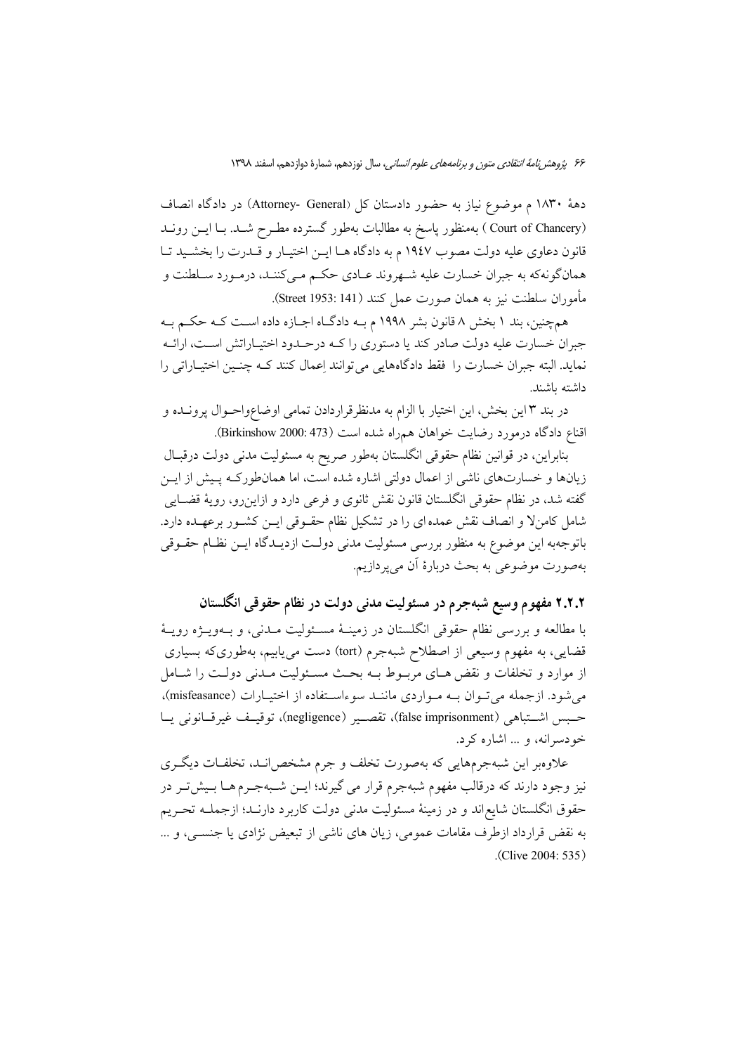دهۀ ۱۸۳۰ م موضوع نیاز به حضور دادستان کل (Attorney- General) در دادگاه انصاف (Court of Chancery ) به‌منظور پاسخ به مطالبات به‌طور گسترده مطرح شد. با این روند قانون دعاوی علیه دولت مصوب ۱۹۴۷ م به دادگاه ها این اختیار و قدرت را بخشید تا همان‌گونه‌که به جبران خسارت علیه شهروند عادی حکم می‌کنند، درمورد سلطنت و مأموران سلطنت نیز به همان صورت عمل کنند (Street 1953: 141).

هم‌چنین، بند ۱ بخش ۸ قانون بشر ۱۹۹۸ م به دادگاه اجازه داده است که حکم به جبران خسارت علیه دولت صادر کند یا دستوری را که درحدود اختیاراتش است، ارائه نماید. البته جبران خسارت را فقط دادگاه‌هایی می‌توانند اِعمال کنند که چنین اختیاراتی را داشته باشند.

در بند ۳ این بخش، این اختیار با الزام به مدنظرقراردادن تمامی اوضاع‌واحوال پرونده و اقناع دادگاه درمورد رضایت خواهان همراه شده است (Birkinshow 2000: 473).

بنابراین، در قوانین نظام حقوقی انگلستان به‌طور صریح به مسئولیت مدنی دولت درقبال زیان‌ها و خسارت‌های ناشی از اعمال دولتی اشاره شده است، اما همان‌طورکه پیش از این گفته شد، در نظام حقوقی انگلستان قانون نقش ثانوی و فرعی دارد و ازاین‌رو، رویۀ قضایی شامل کامن‌لا و انصاف نقش عمده‌ای را در تشکیل نظام حقوقی این کشور برعهده دارد. باتوجه‌به این موضوع به منظور بررسی مسئولیت مدنی دولت ازدیدگاه این نظام حقوقی به‌صورت موضوعی به بحث دربارۀ آن می‌پردازیم.

### ۲.۲.۲ مفهوم وسیع شبه‌جرم در مسئولیت مدنی دولت در نظام حقوقی انگلستان

با مطالعه و بررسی نظام حقوقی انگلستان در زمینۀ مسئولیت مدنی، و به‌ویژه رویۀ قضایی، به مفهوم وسیعی از اصطلاح شبه‌جرم (tort) دست می‌یابیم، به‌طوری‌که بسیاری از موارد و تخلفات و نقض‌های مربوط به بحث مسئولیت مدنی دولت را شامل می‌شود. ازجمله می‌توان به مواردی مانند سوءاستفاده از اختیارات (misfeasance)، حبس اشتباهی (false imprisonment)، تقصیر (negligence)، توقیف غیرقانونی یا خودسرانه، و ... اشاره کرد.

علاوه‌بر این شبه‌جرم‌هایی که به‌صورت تخلف و جرم مشخص‌اند، تخلفات دیگری نیز وجود دارند که درقالب مفهوم شبه‌جرم قرار می‌گیرند؛ این شبه‌جرم‌ها بیش‌تر در حقوق انگلستان شایع‌اند و در زمینۀ مسئولیت مدنی دولت کاربرد دارند؛ ازجمله تحریم به نقض قرارداد ازطرف مقامات عمومی، زیان های ناشی از تبعیض نژادی یا جنسی، و ... (Clive 2004: 535).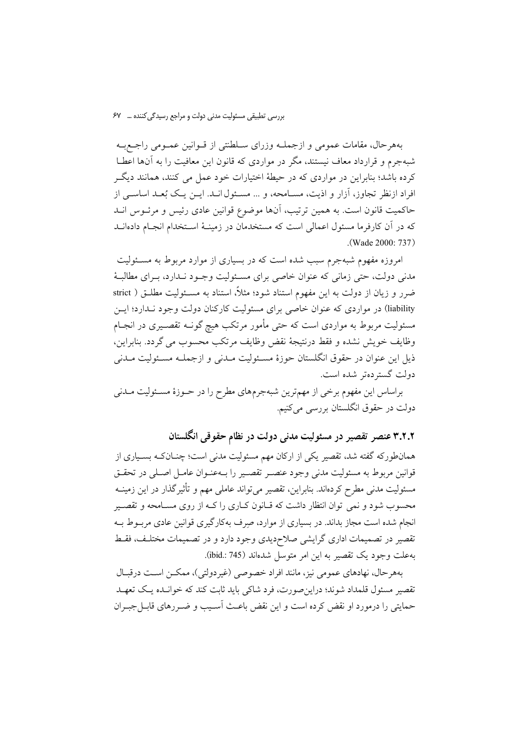به‌هرحال، مقامات عمومی و ازجملـه وزرای سـلطنتی از قـوانین عمـومی راجـع‌بـه شبه‌جرم و قرارداد معاف نیستند، مگر در مواردی که قانون این معافیت را به آن‌ها اعطا کرده باشد؛ بنابراین در مواردی که در حیطهٔ اختیارات خود عمل می کنند، همانند دیگـر افراد ازنظر تجاوز، آزار و اذیت، مسـامحه، و ... مسـئول‌انـد. ایـن یـک بُعـد اساسـی از حاکمیت قانون است. به همین ترتیب، آن‌ها موضوع قوانین عادی رئیس و مرئـوس انـد که در آن کارفرما مسئول اعمالی است که مستخدمان در زمینهٔ اسـتخدام انجـام داده‌انـد (Wade 2000: 737).

امروزه مفهوم شبه‌جرم سبب شده است که در بسیاری از موارد مربوط به مسـئولیت مدنی دولت، حتی زمانی که عنوان خاصی برای مسـئولیت وجـود نـدارد، بـرای مطالبهٔ ضرر و زیان از دولت به این مفهوم استناد شود؛ مثلاً، استناد به مسـئولیت مطلـق (strict liability) در مواردی که عنوان خاصی برای مسئولیت کارکنان دولت وجود نـدارد؛ ایـن مسئولیت مربوط به مواردی است که حتی مأمور مرتکب هیچ گونـه تقصـیری در انجـام وظایف خویش نشده و فقط درنتیجهٔ نقض وظایف مرتکب محسوب می گردد. بنابراین، ذیل این عنوان در حقوق انگلستان حوزهٔ مسـئولیت مـدنی و ازجملـه مسـئولیت مـدنی دولت گسترده‌تر شده است.

براساس این مفهوم برخی از مهم‌ترین شبه‌جرم‌های مطرح را در حـوزهٔ مسـئولیت مـدنی دولت در حقوق انگلستان بررسی می‌کنیم.

### ۳.۲.۲ عنصر تقصیر در مسئولیت مدنی دولت در نظام حقوقی انگلستان

همان‌طورکه گفته شد، تقصیر یکی از ارکان مهم مسئولیت مدنی است؛ چنـان‌کـه بسـیاری از قوانین مربوط به مسئولیت مدنی وجود عنصـر تقصـیر را بـه‌عنـوان عامـل اصـلی در تحقـق مسئولیت مدنی مطرح کرده‌اند. بنابراین، تقصیر می‌تواند عاملی مهم و تأثیرگذار در این زمینـه محسوب شود و نمی توان انتظار داشت که قـانون کـاری را کـه از روی مسـامحه و تقصـیر انجام شده است مجاز بداند. در بسیاری از موارد، صِرف به‌کارگیری قوانین عادی مربـوط بـه تقصیر در تصمیمات اداری گرایشی صلاح‌دیدی وجود دارد و در تصمیمات مختلـف، فقـط به‌علت وجود یک تقصیر به این امر متوسل شده‌اند (ibid.: 745).

به‌هرحال، نهادهای عمومی نیز، مانند افراد خصوصی (غیردولتی)، ممکـن اسـت درقبـال تقصیر مسئول قلمداد شوند؛ دراین‌صورت، فرد شاکی باید ثابت کند که خوانـده یـک تعهـد حمایتی را درمورد او نقض کرده است و این نقض باعـث آسـیب و ضـررهای قابـل‌جبـران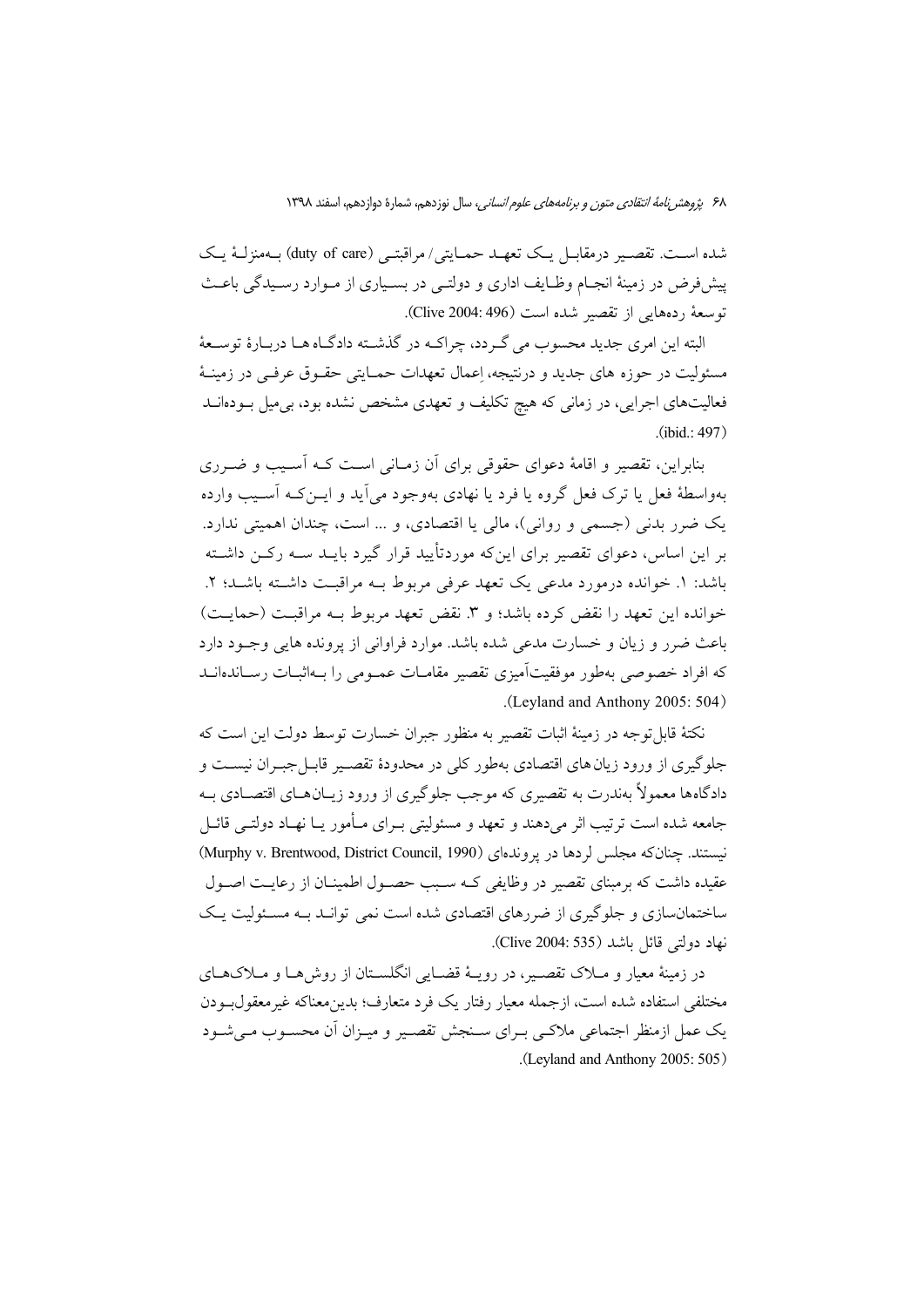شده است. تقصیر درمقابل یک تعهد حمایتی/ مراقبتی (duty of care) بهمنزلهٔ یک پیش‌فرض در زمینهٔ انجام وظایف اداری و دولتی در بسیاری از موارد رسیدگی باعث توسعهٔ رده‌هایی از تقصیر شده است (Clive 2004: 496).

البته این امری جدید محسوب می گردد، چراکه در گذشته دادگاه ها دربارهٔ توسعهٔ مسئولیت در حوزه های جدید و درنتیجه، اِعمال تعهدات حمایتی حقوق عرفی در زمینهٔ فعالیت‌های اجرایی، در زمانی که هیچ تکلیف و تعهدی مشخص نشده بود، بی‌میل بوده‌اند (ibid.: 497).

بنابراین، تقصیر و اقامهٔ دعوای حقوقی برای آن زمانی است که آسیب و ضرری به‌واسطهٔ فعل یا ترک فعل گروه یا فرد یا نهادی به‌وجود می‌آید و این‌که آسیب وارده یک ضرر بدنی (جسمی و روانی)، مالی یا اقتصادی، و ... است، چندان اهمیتی ندارد. بر این اساس، دعوای تقصیر برای این‌که موردتأیید قرار گیرد باید سه رکن داشته باشد: ۱. خوانده درمورد مدعی یک تعهد عرفی مربوط به مراقبت داشته باشد؛ ۲. خوانده این تعهد را نقض کرده باشد؛ و ۳. نقض تعهد مربوط به مراقبت (حمایت) باعث ضرر و زیان و خسارت مدعی شده باشد. موارد فراوانی از پرونده هایی وجود دارد که افراد خصوصی به‌طور موفقیت‌آمیزی تقصیر مقامات عمومی را به‌اثبات رسانده‌اند (Leyland and Anthony 2005: 504).

نکتهٔ قابل‌توجه در زمینهٔ اثبات تقصیر به منظور جبران خسارت توسط دولت این است که جلوگیری از ورود زیان‌های اقتصادی به‌طور کلی در محدودهٔ تقصیر قابل‌جبران نیست و دادگاه‌ها معمولاً به‌ندرت به تقصیری که موجب جلوگیری از ورود زیان‌های اقتصادی به جامعه شده است ترتیب اثر می‌دهند و تعهد و مسئولیتی برای مأمور یا نهاد دولتی قائل نیستند. چنان‌که مجلس لردها در پرونده‌ای (Murphy v. Brentwood, District Council, 1990) عقیده داشت که برمبنای تقصیر در وظایفی که سبب حصول اطمینان از رعایت اصول ساختمان‌سازی و جلوگیری از ضررهای اقتصادی شده است نمی تواند به مسئولیت یک نهاد دولتی قائل باشد (Clive 2004: 535).

در زمینهٔ معیار و ملاک تقصیر، در رویهٔ قضایی انگلستان از روش‌ها و ملاک‌های مختلفی استفاده شده است، ازجمله معیار رفتار یک فرد متعارف؛ بدین‌معناکه غیرمعقول‌بودن یک عمل ازمنظر اجتماعی ملاکی برای سنجش تقصیر و میزان آن محسوب می‌شود (Leyland and Anthony 2005: 505).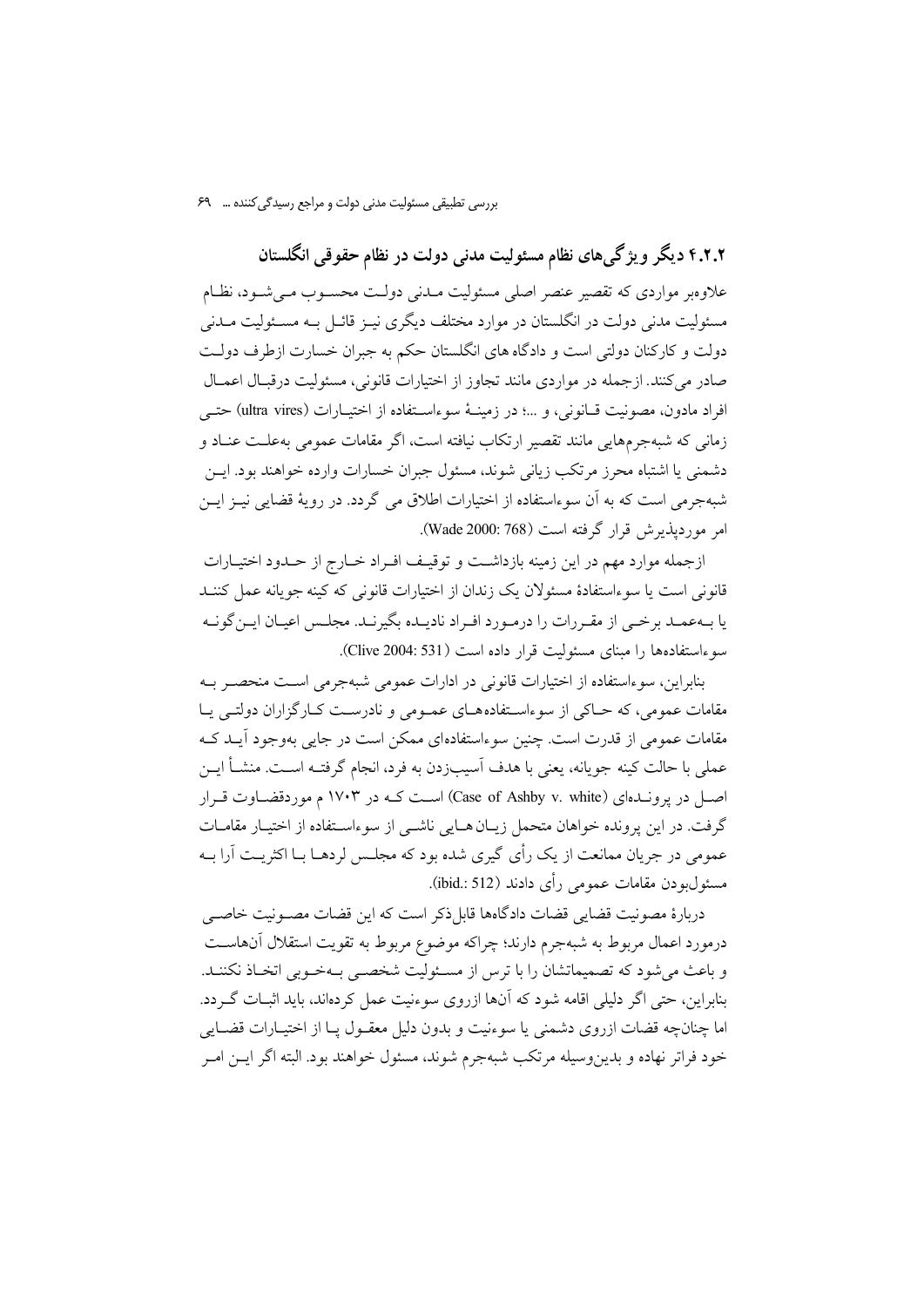### ۴.۲.۲ دیگر ویژگی‌های نظام مسئولیت مدنی دولت در نظام حقوقی انگلستان

علاوه‌بر مواردی که تقصیر عنصر اصلی مسئولیت مدنی دولت محسوب می‌شود، نظام مسئولیت مدنی دولت در انگلستان در موارد مختلف دیگری نیز قائل به مسئولیت مدنی دولت و کارکنان دولتی است و دادگاه های انگلستان حکم به جبران خسارت ازطرف دولت صادر می‌کنند. ازجمله در مواردی مانند تجاوز از اختیارات قانونی، مسئولیت درقبال اعمال افراد مادون، مصونیت قانونی، و ...؛ در زمینهٔ سوءاستفاده از اختیارات (ultra vires) حتی زمانی که شبه‌جرم‌هایی مانند تقصیر ارتکاب نیافته است، اگر مقامات عمومی به‌علت عناد و دشمنی یا اشتباه محرز مرتکب زیانی شوند، مسئول جبران خسارات وارده خواهند بود. این شبه‌جرمی است که به آن سوءاستفاده از اختیارات اطلاق می گردد. در رویهٔ قضایی نیز این امر موردپذیرش قرار گرفته است (Wade 2000: 768).

ازجمله موارد مهم در این زمینه بازداشت و توقیف افراد خارج از حدود اختیارات قانونی است یا سوءاستفادهٔ مسئولان یک زندان از اختیارات قانونی که کینه جویانه عمل کنند یا به‌عمد برخی از مقررات را درمورد افراد نادیده بگیرند. مجلس اعیان این‌گونه سوءاستفاده‌ها را مبنای مسئولیت قرار داده است (Clive 2004: 531).

بنابراین، سوءاستفاده از اختیارات قانونی در ادارات عمومی شبه‌جرمی است منحصر به مقامات عمومی، که حاکی از سوءاستفاده‌های عمومی و نادرست کارگزاران دولتی یا مقامات عمومی از قدرت است. چنین سوءاستفاده‌ای ممکن است در جایی به‌وجود آید که عملی با حالت کینه جویانه، یعنی با هدف آسیب‌زدن به فرد، انجام گرفته است. منشأ این اصل در پرونده‌ای (Case of Ashby v. white) است که در ۱۷۰۳ م موردقضاوت قرار گرفت. در این پرونده خواهان متحمل زیان‌هایی ناشی از سوءاستفاده از اختیار مقامات عمومی در جریان ممانعت از یک رأی گیری شده بود که مجلس لردها با اکثریت آرا به مسئول‌بودن مقامات عمومی رأی دادند (ibid.: 512).

دربارهٔ مصونیت قضایی قضات دادگاه‌ها قابل‌ذکر است که این قضات مصونیت خاصی درمورد اعمال مربوط به شبه‌جرم دارند؛ چراکه موضوع مربوط به تقویت استقلال آن‌هاست و باعث می‌شود که تصمیماتشان را با ترس از مسئولیت شخصی به‌خوبی اتخاذ نکنند. بنابراین، حتی اگر دلیلی اقامه شود که آن‌ها ازروی سوءنیت عمل کرده‌اند، باید اثبات گردد. اما چنان‌چه قضات ازروی دشمنی یا سوءنیت و بدون دلیل معقول یا از اختیارات قضایی خود فراتر نهاده و بدین‌وسیله مرتکب شبه‌جرم شوند، مسئول خواهند بود. البته اگر این امر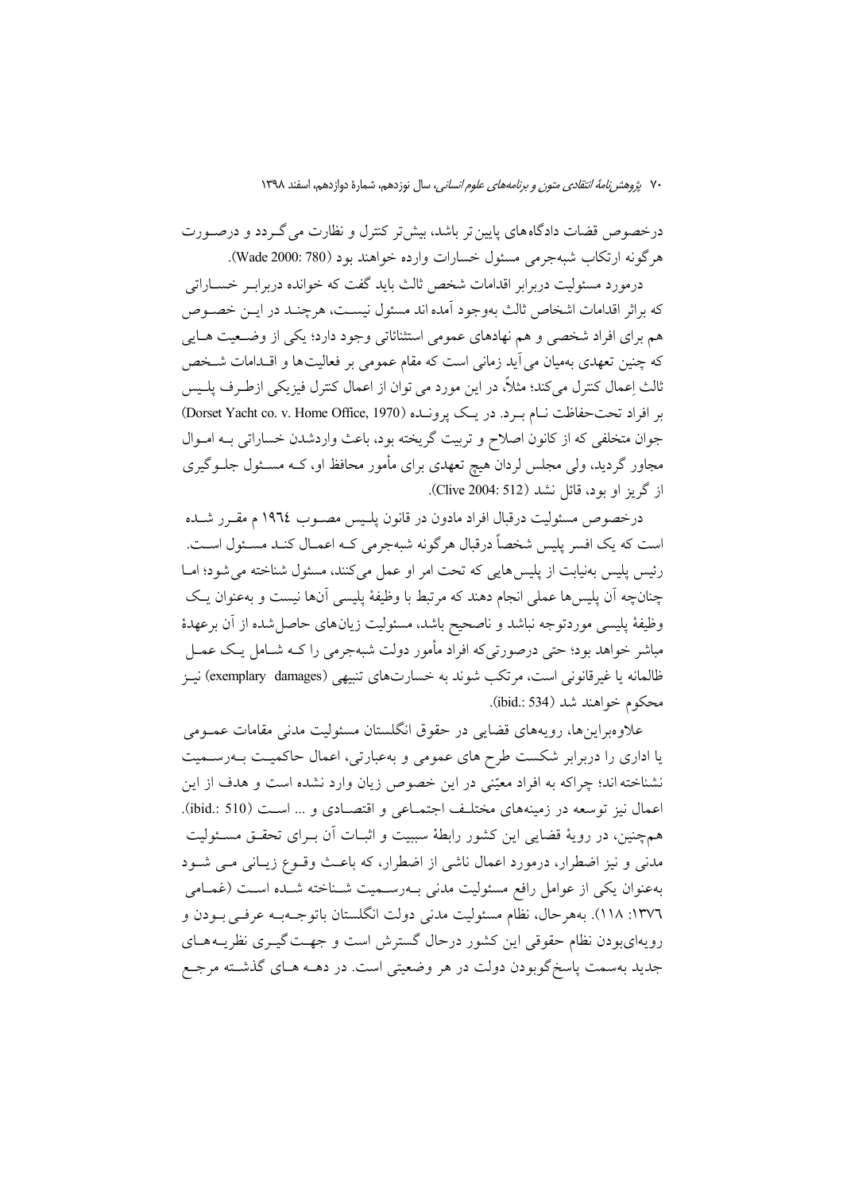درخصوص قضات دادگاه‌های پایین‌تر باشد، بیش‌تر کنترل و نظارت می‌گردد و درصورت هرگونه ارتکاب شبه‌جرمی مسئول خسارات وارده خواهند بود (Wade 2000: 780).

درمورد مسئولیت دربرابر اقدامات شخص ثالث باید گفت که خوانده دربرابر خساراتی که براثر اقدامات اشخاص ثالث به‌وجود آمده اند مسئول نیست، هرچند در این خصوص هم برای افراد شخصی و هم نهادهای عمومی استثنائاتی وجود دارد؛ یکی از وضعیت هایی که چنین تعهدی به‌میان می‌آید زمانی است که مقام عمومی بر فعالیت‌ها و اقدامات شخص ثالث اِعمال کنترل می‌کند؛ مثلاً، در این مورد می توان از اعمال کنترل فیزیکی ازطرف پلیس بر افراد تحت‌حفاظت نام برد. در یک پرونده (Dorset Yacht co. v. Home Office, 1970) جوان متخلفی که از کانون اصلاح و تربیت گریخته بود، باعث واردشدن خساراتی به اموال مجاور گردید، ولی مجلس لردان هیچ تعهدی برای مأمور محافظ او، که مسئول جلوگیری از گریز او بود، قائل نشد (Clive 2004: 512).

درخصوص مسئولیت درقبال افراد مادون در قانون پلیس مصوب ١٩٦٤ م مقرر شده است که یک افسر پلیس شخصاً درقبال هرگونه شبه‌جرمی که اعمال کند مسئول است. رئیس پلیس به‌نیابت از پلیس‌هایی که تحت امر او عمل می‌کنند، مسئول شناخته می‌شود؛ اما چنان‌چه آن پلیس‌ها عملی انجام دهند که مرتبط با وظیفهٔ پلیسی آن‌ها نیست و به‌عنوان یک وظیفهٔ پلیسی موردتوجه نباشد و ناصحیح باشد، مسئولیت زیان‌های حاصل‌شده از آن برعهدهٔ مباشر خواهد بود؛ حتی درصورتی‌که افراد مأمور دولت شبه‌جرمی را که شامل یک عمل ظالمانه یا غیرقانونی است، مرتکب شوند به خسارت‌های تنبیهی (exemplary damages) نیز محکوم خواهند شد (ibid.: 534).

علاوه‌براین‌ها، رویه‌های قضایی در حقوق انگلستان مسئولیت مدنی مقامات عمومی یا اداری را دربرابر شکست طرح های عمومی و به‌عبارتی، اعمال حاکمیت به‌رسمیت نشناخته اند؛ چراکه به افراد معیّنی در این خصوص زیان وارد نشده است و هدف از این اعمال نیز توسعه در زمینه‌های مختلف اجتماعی و اقتصادی و ... است (ibid.: 510). هم‌چنین، در رویهٔ قضایی این کشور رابطهٔ سببیت و اثبات آن برای تحقق مسئولیت مدنی و نیز اضطرار، درمورد اعمال ناشی از اضطرار، که باعث وقوع زیانی می شود به‌عنوان یکی از عوامل رافع مسئولیت مدنی به‌رسمیت شناخته شده است (غمامی ١٣٧٦: ١١٨). به‌هرحال، نظام مسئولیت مدنی دولت انگلستان باتوجه‌به عرفی بودن و رویه‌ای‌بودن نظام حقوقی این کشور درحال گسترش است و جهت‌گیری نظریه‌های جدید به‌سمت پاسخ‌گوبودن دولت در هر وضعیتی است. در دهه های گذشته مرجع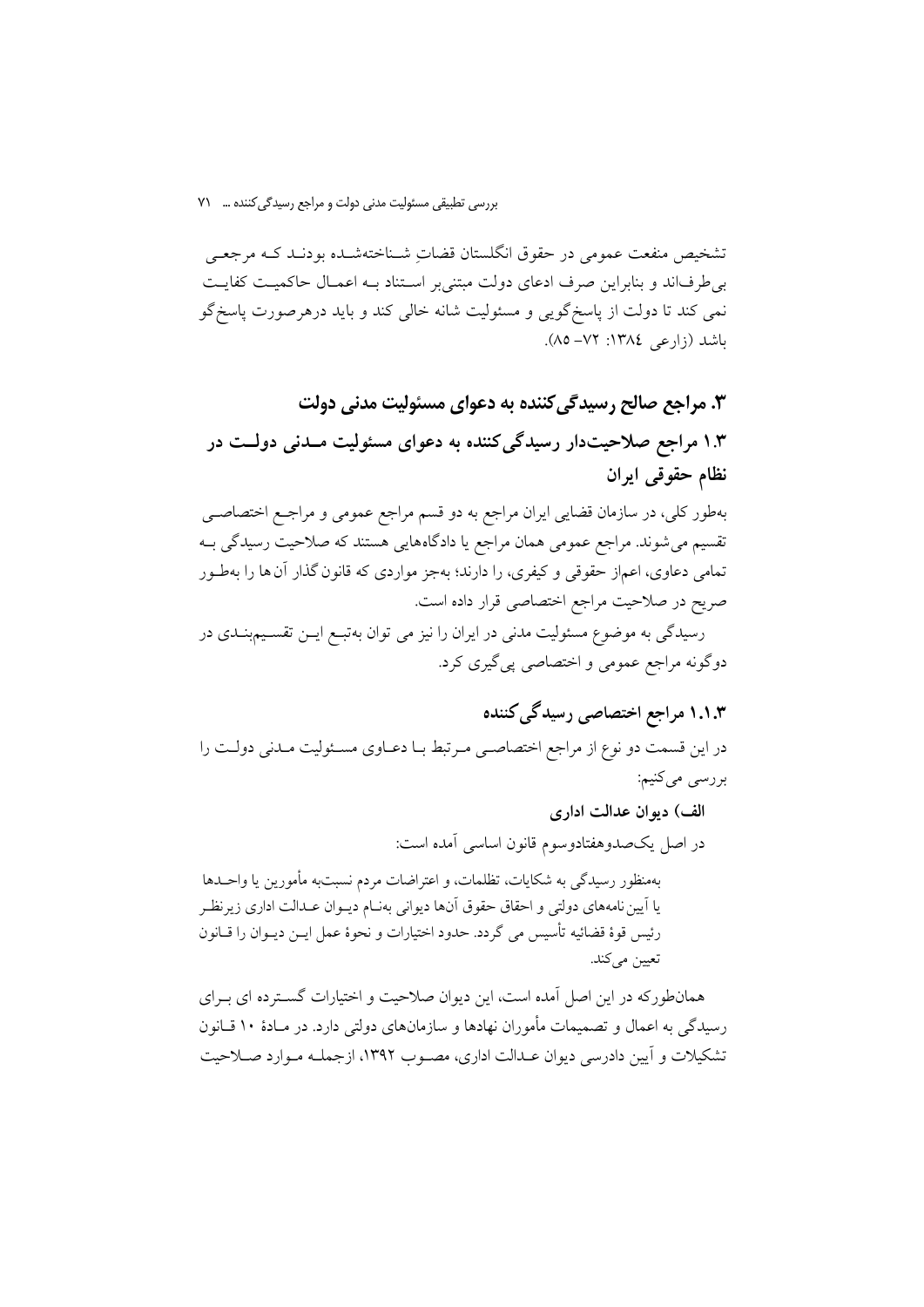تشخیص منفعت عمومی در حقوق انگلستان قضاتِ شناخته‌شده بودند که مرجعی بی‌طرف‌اند و بنابراین صرف ادعای دولت مبتنی‌بر استناد به اعمال حاکمیت کفایت نمی کند تا دولت از پاسخ‌گویی و مسئولیت شانه خالی کند و باید درهرصورت پاسخ‌گو باشد (زارعی ١٣٨٤: ٧٢– ٨٥).

## ٣. مراجع صالح رسیدگی‌کننده به دعوای مسئولیت مدنی دولت

### ١.٣ مراجع صلاحیت‌دار رسیدگی‌کننده به دعوای مسئولیت مدنی دولت در نظام حقوقی ایران

به‌طور کلی، در سازمان قضایی ایران مراجع به دو قسم مراجع عمومی و مراجع اختصاصی تقسیم می‌شوند. مراجع عمومی همان مراجع یا دادگاه‌هایی هستند که صلاحیت رسیدگی به تمامی دعاوی، اعم‌از حقوقی و کیفری، را دارند؛ به‌جز مواردی که قانون‌گذار آن‌ها را به‌طور صریح در صلاحیت مراجع اختصاصی قرار داده است.

رسیدگی به موضوع مسئولیت مدنی در ایران را نیز می توان به‌تبع این تقسیم‌بندی در دوگونه مراجع عمومی و اختصاصی پی‌گیری کرد.

#### ١.١.٣ مراجع اختصاصی رسیدگی‌کننده

در این قسمت دو نوع از مراجع اختصاصی مرتبط با دعاوی مسئولیت مدنی دولت را بررسی می‌کنیم:

**الف) دیوان عدالت اداری**

در اصل یک‌صدوهفتادوسوم قانون اساسی آمده است:

> به‌منظور رسیدگی به شکایات، تظلمات، و اعتراضات مردم نسبت‌به مأمورین یا واحدها یا آیین نامه‌های دولتی و احقاق حقوق آن‌ها دیوانی به‌نام دیوان عدالت اداری زیرنظر رئیس قوهٔ قضائیه تأسیس می گردد. حدود اختیارات و نحوهٔ عمل این دیوان را قانون تعیین می‌کند.

همان‌طورکه در این اصل آمده است، این دیوان صلاحیت و اختیارات گسترده ای برای رسیدگی به اعمال و تصمیمات مأموران نهادها و سازمان‌های دولتی دارد. در مادهٔ ١٠ قانون تشکیلات و آیین دادرسی دیوان عدالت اداری، مصوب ١٣٩٢، ازجمله موارد صلاحیت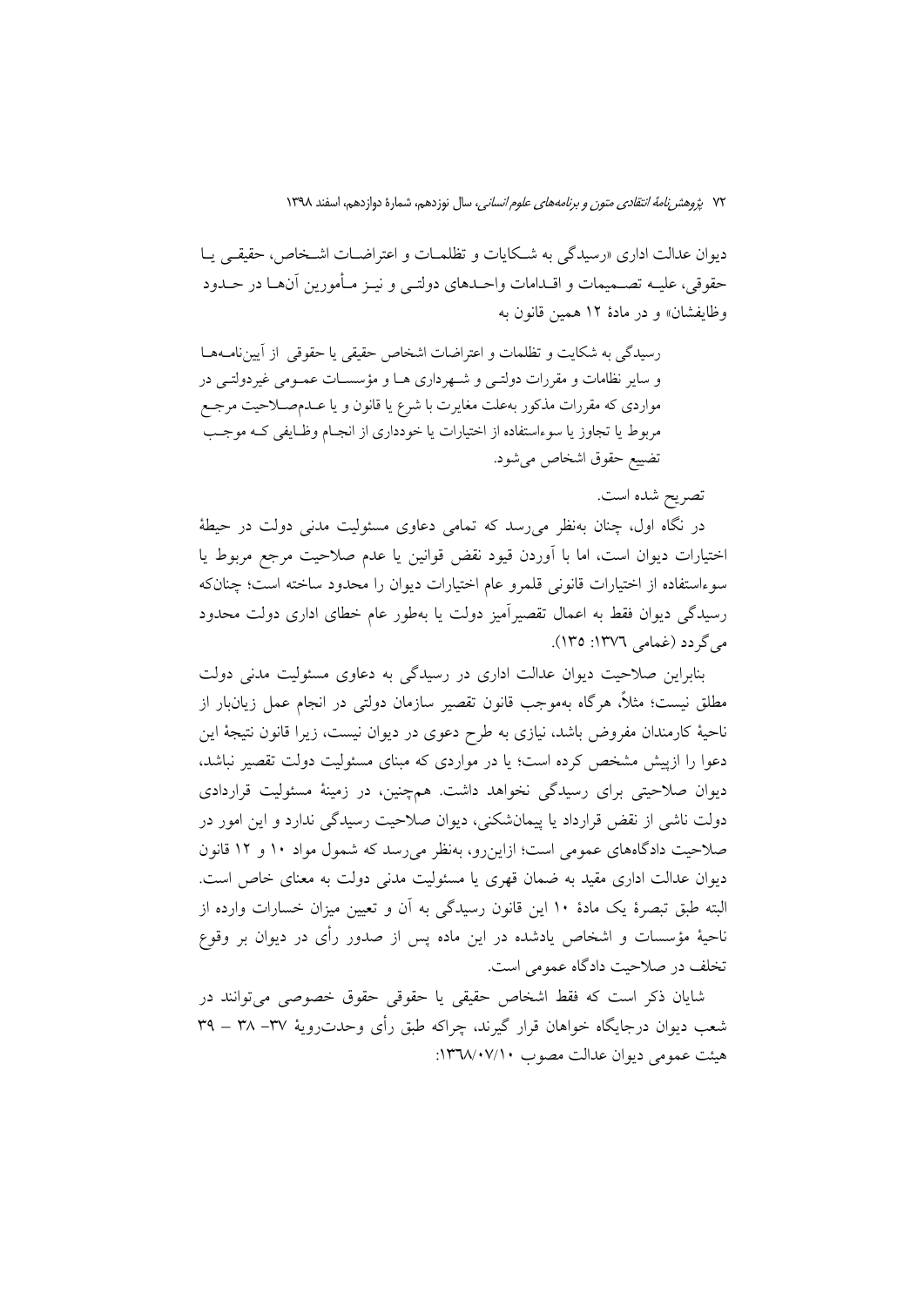دیوان عدالت اداری «رسیدگی به شکایات و تظلمات و اعتراضات اشخاص، حقیقی یا حقوقی، علیه تصمیمات و اقدامات واحدهای دولتی و نیز مأمورین آن‌ها در حدود وظایفشان» و در مادهٔ ۱۲ همین قانون به

> رسیدگی به شکایت و تظلمات و اعتراضات اشخاص حقیقی یا حقوقی از آیین‌نامه‌ها و سایر نظامات و مقررات دولتی و شهرداری ها و مؤسسات عمومی غیردولتی در مواردی که مقررات مذکور به‌علت مغایرت با شرع یا قانون و یا عدم‌صلاحیت مرجع مربوط یا تجاوز یا سوءاستفاده از اختیارات یا خودداری از انجام وظایفی که موجب تضییع حقوق اشخاص می‌شود.

تصریح شده است.

در نگاه اول، چنان به‌نظر می‌رسد که تمامی دعاوی مسئولیت مدنی دولت در حیطهٔ اختیارات دیوان است، اما با آوردن قیود نقض قوانین یا عدم صلاحیت مرجع مربوط یا سوءاستفاده از اختیارات قانونی قلمرو عام اختیارات دیوان را محدود ساخته است؛ چنان‌که رسیدگی دیوان فقط به اعمال تقصیرآمیز دولت یا به‌طور عام خطای اداری دولت محدود می‌گردد (غمامی ۱۳۷٦: ۱۳۵).

بنابراین صلاحیت دیوان عدالت اداری در رسیدگی به دعاوی مسئولیت مدنی دولت مطلق نیست؛ مثلاً، هرگاه به‌موجب قانون تقصیر سازمان دولتی در انجام عمل زیان‌بار از ناحیهٔ کارمندان مفروض باشد، نیازی به طرح دعوی در دیوان نیست، زیرا قانون نتیجهٔ این دعوا را ازپیش مشخص کرده است؛ یا در مواردی که مبنای مسئولیت دولت تقصیر نباشد، دیوان صلاحیتی برای رسیدگی نخواهد داشت. همچنین، در زمینهٔ مسئولیت قراردادی دولت ناشی از نقض قرارداد یا پیمان‌شکنی، دیوان صلاحیت رسیدگی ندارد و این امور در صلاحیت دادگاه‌های عمومی است؛ ازاین‌رو، به‌نظر می‌رسد که شمول مواد ۱۰ و ۱۲ قانون دیوان عدالت اداری مقید به ضمان قهری یا مسئولیت مدنی دولت به معنای خاص است. البته طبق تبصرهٔ یک مادهٔ ۱۰ این قانون رسیدگی به آن و تعیین میزان خسارات وارده از ناحیهٔ مؤسسات و اشخاص یادشده در این ماده پس از صدور رأی در دیوان بر وقوع تخلف در صلاحیت دادگاه عمومی است.

شایان ذکر است که فقط اشخاص حقیقی یا حقوقی حقوق خصوصی می‌توانند در شعب دیوان درجایگاه خواهان قرار گیرند، چراکه طبق رأی وحدت‌رویهٔ ۳۷– ۳۸ – ۳۹ هیئت عمومی دیوان عدالت مصوب ۱۳٦۸/۰۷/۱۰: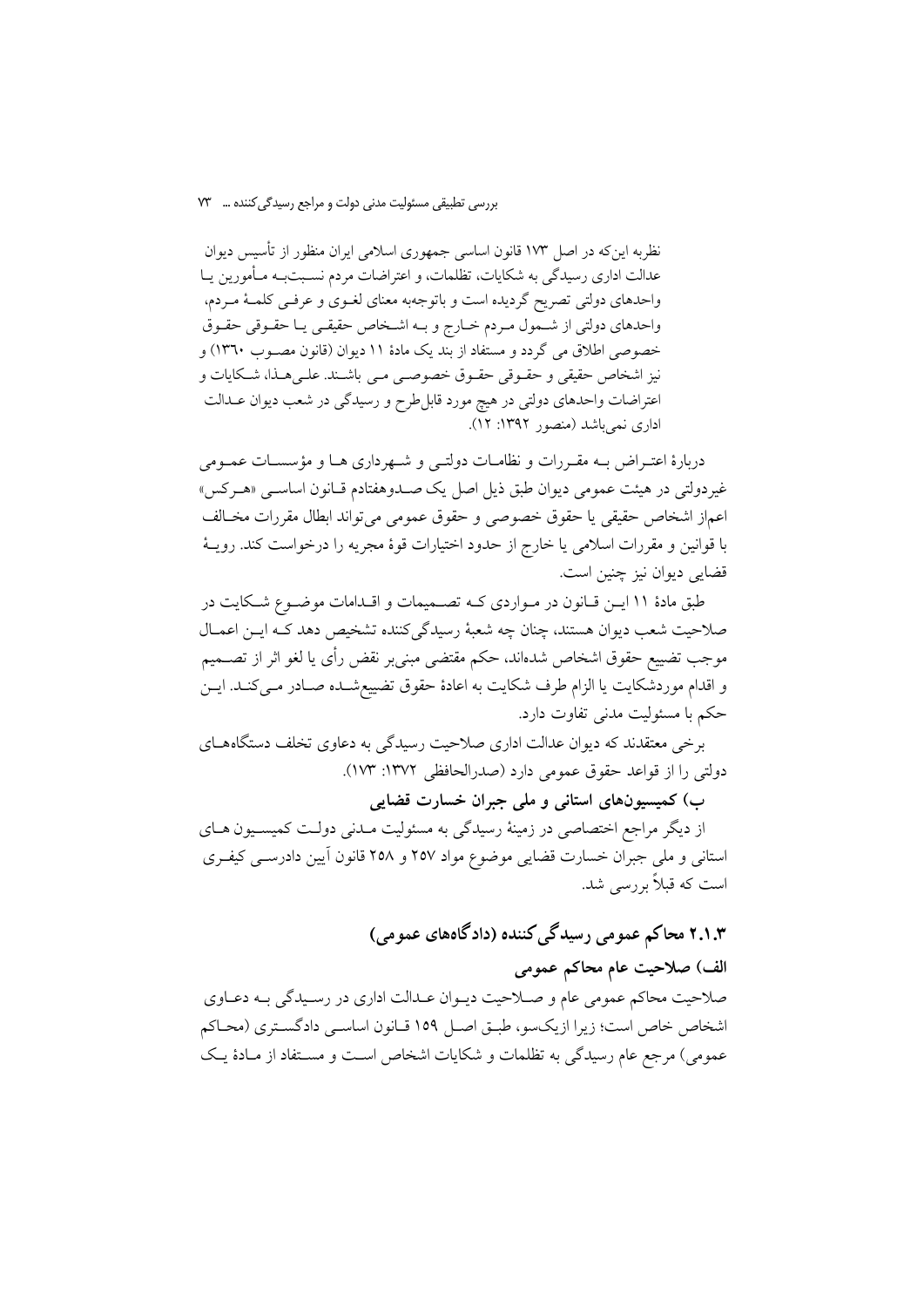نظربه این‌که در اصل ۱۷۳ قانون اساسی جمهوری اسلامی ایران منظور از تأسیس دیوان عدالت اداری رسیدگی به شکایات، تظلمات، و اعتراضات مردم نسبت‌به مأمورین یا واحدهای دولتی تصریح گردیده است و باتوجه‌به معنای لغوی و عرفی کلمهٔ مردم، واحدهای دولتی از شمول مردم خارج و به اشخاص حقیقی یا حقوقی حقوق خصوصی اطلاق می گردد و مستفاد از بند یک مادهٔ ۱۱ دیوان (قانون مصوب ۱۳۶۰) و نیز اشخاص حقیقی و حقوقی حقوق خصوصی می باشند. علی‌هذا، شکایات و اعتراضات واحدهای دولتی در هیچ مورد قابل‌طرح و رسیدگی در شعب دیوان عدالت اداری نمی‌باشد (منصور ۱۳۹۲: ۱۲).

دربارهٔ اعتراض به مقررات و نظامات دولتی و شهرداری ها و مؤسسات عمومی غیردولتی در هیئت عمومی دیوان طبق ذیل اصل یک صدوهفتادم قانون اساسی «هرکس» اعم‌از اشخاص حقیقی یا حقوق خصوصی و حقوق عمومی می‌تواند ابطال مقررات مخالف با قوانین و مقررات اسلامی یا خارج از حدود اختیارات قوهٔ مجریه را درخواست کند. رویهٔ قضایی دیوان نیز چنین است.

طبق مادهٔ ۱۱ این قانون در مواردی که تصمیمات و اقدامات موضوع شکایت در صلاحیت شعب دیوان هستند، چنان چه شعبهٔ رسیدگی‌کننده تشخیص دهد که این اعمال موجب تضییع حقوق اشخاص شده‌اند، حکم مقتضی مبنی‌بر نقض رأی یا لغو اثر از تصمیم و اقدام موردشکایت یا الزام طرف شکایت به اعادهٔ حقوق تضییع‌شده صادر می‌کند. این حکم با مسئولیت مدنی تفاوت دارد.

برخی معتقدند که دیوان عدالت اداری صلاحیت رسیدگی به دعاوی تخلف دستگاه‌های دولتی را از قواعد حقوق عمومی دارد (صدرالحافظی ۱۳۷۲: ۱۷۳).

**ب) کمیسیون‌های استانی و ملی جبران خسارت قضایی**

از دیگر مراجع اختصاصی در زمینهٔ رسیدگی به مسئولیت مدنی دولت کمیسیون های استانی و ملی جبران خسارت قضایی موضوع مواد ۲۵۷ و ۲۵۸ قانون آیین دادرسی کیفری است که قبلاً بررسی شد.

### ۲.۱.۳ محاکم عمومی رسیدگی‌کننده (دادگاه‌های عمومی)

**الف) صلاحیت عام محاکم عمومی**

صلاحیت محاکم عمومی عام و صلاحیت دیوان عدالت اداری در رسیدگی به دعاوی اشخاص خاص است؛ زیرا ازیک‌سو، طبق اصل ۱۵۹ قانون اساسی دادگستری (محاکم عمومی) مرجع عام رسیدگی به تظلمات و شکایات اشخاص است و مستفاد از مادهٔ یک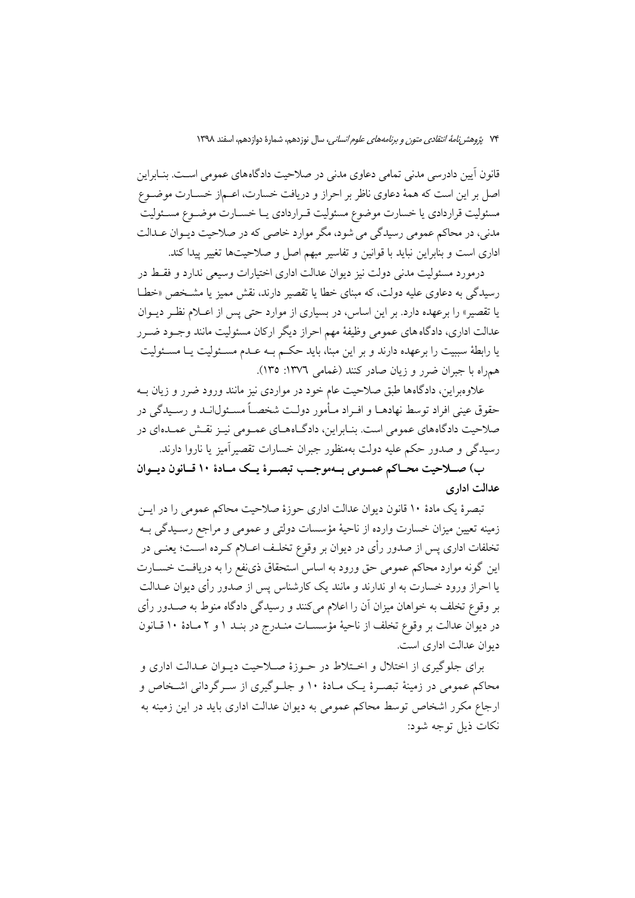قانون آیین دادرسی مدنی تمامی دعاوی مدنی در صلاحیت دادگاه‌های عمومی است. بنابراین اصل بر این است که همهٔ دعاوی ناظر بر احراز و دریافت خسارت، اعم‌از خسارت موضوع مسئولیت قراردادی یا خسارت موضوع مسئولیت قراردادی یا خسارت موضوع مسئولیت مدنی، در محاکم عمومی رسیدگی می شود، مگر موارد خاصی که در صلاحیت دیوان عدالت اداری است و بنابراین نباید با قوانین و تفاسیر مبهم اصل و صلاحیت‌ها تغییر پیدا کند.

درمورد مسئولیت مدنی دولت نیز دیوان عدالت اداری اختیارات وسیعی ندارد و فقط در رسیدگی به دعاوی علیه دولت، که مبنای خطا یا تقصیر دارند، نقش ممیز یا مشخص «خطا یا تقصیر» را برعهده دارد. بر این اساس، در بسیاری از موارد حتی پس از اعلام نظر دیوان عدالت اداری، دادگاه های عمومی وظیفهٔ مهم احراز دیگر ارکان مسئولیت مانند وجود ضرر یا رابطهٔ سببیت را برعهده دارند و بر این مبنا، باید حکم به عدم مسئولیت یا مسئولیت همراه با جبران ضرر و زیان صادر کنند (غمامی ۱۳۷۶: ۱۳۵).

علاوه‌براین، دادگاه‌ها طبق صلاحیت عام خود در مواردی نیز مانند ورود ضرر و زیان به حقوق عینی افراد توسط نهادها و افراد مأمور دولت شخصاً مسئول‌اند و رسیدگی در صلاحیت دادگاه‌های عمومی است. بنابراین، دادگاه‌های عمومی نیز نقش عمده‌ای در رسیدگی و صدور حکم علیه دولت به‌منظور جبران خسارات تقصیرآمیز یا ناروا دارند.

**ب) صلاحیت محاکم عمومی به‌موجب تبصرهٔ یک مادهٔ ۱۰ قانون دیوان عدالت اداری**

تبصرهٔ یک مادهٔ ۱۰ قانون دیوان عدالت اداری حوزهٔ صلاحیت محاکم عمومی را در این زمینه تعیین میزان خسارت وارده از ناحیهٔ مؤسسات دولتی و عمومی و مراجع رسیدگی به تخلفات اداری پس از صدور رأی در دیوان بر وقوع تخلف اعلام کرده است؛ یعنی در این گونه موارد محاکم عمومی حق ورود به اساس استحقاق ذی‌نفع را به دریافت خسارت یا احراز ورود خسارت به او ندارند و مانند یک کارشناس پس از صدور رأی دیوان عدالت بر وقوع تخلف به خواهان میزان آن را اعلام می‌کنند و رسیدگی دادگاه منوط به صدور رأی در دیوان عدالت بر وقوع تخلف از ناحیهٔ مؤسسات مندرج در بند ۱ و ۲ مادهٔ ۱۰ قانون دیوان عدالت اداری است.

برای جلوگیری از اختلال و اختلاط در حوزهٔ صلاحیت دیوان عدالت اداری و محاکم عمومی در زمینهٔ تبصرهٔ یک مادهٔ ۱۰ و جلوگیری از سرگردانی اشخاص و ارجاع مکرر اشخاص توسط محاکم عمومی به دیوان عدالت اداری باید در این زمینه به نکات ذیل توجه شود: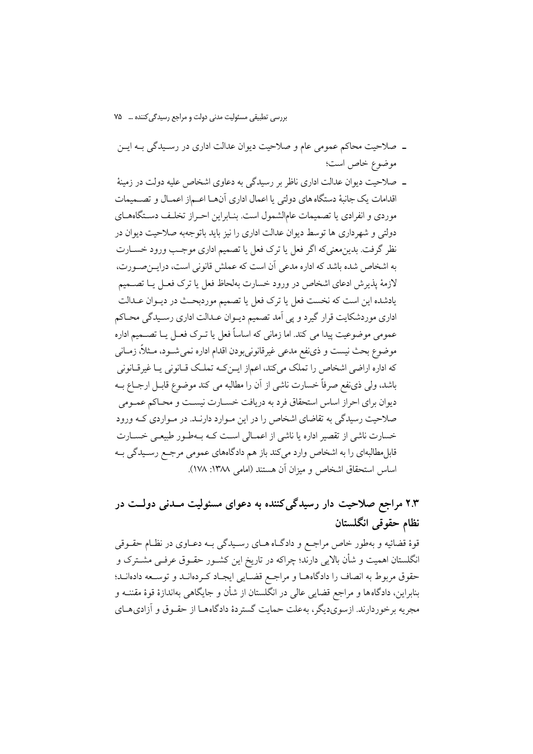- صلاحیت محاکم عمومی عام و صلاحیت دیوان عدالت اداری در رسیدگی به این موضوع خاص است؛
- صلاحیت دیوان عدالت اداری ناظر بر رسیدگی به دعاوی اشخاص علیه دولت در زمینهٔ اقدامات یک جانبهٔ دستگاه های دولتی یا اعمال اداری آن‌ها اعم‌از اعمال و تصمیمات موردی و انفرادی یا تصمیمات عام‌الشمول است. بنابراین احراز تخلف دستگاه‌های دولتی و شهرداری ها توسط دیوان عدالت اداری را نیز باید باتوجه‌به صلاحیت دیوان در نظر گرفت. بدین‌معنی‌که اگر فعل یا ترک فعل یا تصمیم اداری موجب ورود خسارت به اشخاص شده باشد که اداره مدعی آن است که عملش قانونی است، دراین‌صورت، لازمهٔ پذیرش ادعای اشخاص در ورود خسارت به‌لحاظ فعل یا ترک فعل یا تصمیم یادشده این است که نخست فعل یا ترک فعل یا تصمیم موردبحث در دیوان عدالت اداری موردشکایت قرار گیرد و پی آمد تصمیم دیوان عدالت اداری رسیدگی محاکم عمومی موضوعیت پیدا می کند. اما زمانی که اساساً فعل یا ترک فعل یا تصمیم اداره موضوع بحث نیست و ذی‌نفع مدعی غیرقانونی‌بودن اقدام اداره نمی‌شود، مثلاً، زمانی که اداره اراضی اشخاص را تملک می‌کند، اعم‌از این‌که تملک قانونی یا غیرقانونی باشد، ولی ذی‌نفع صرفاً خسارت ناشی از آن را مطالبه می کند موضوع قابل ارجاع به دیوان برای احراز اساس استحقاق فرد به دریافت خسارت نیست و محاکم عمومی صلاحیت رسیدگی به تقاضای اشخاص را در این موارد دارند. در مواردی که ورود خسارت ناشی از تقصیر اداره یا ناشی از اعمالی است که به‌طور طبیعی خسارت قابل‌مطالبه‌ای را به اشخاص وارد می‌کند باز هم دادگاه‌های عمومی مرجع رسیدگی به اساس استحقاق اشخاص و میزان آن هستند (امامی ۱۳۸۸: ۱۷۸).

## ۲.۳ مراجع صلاحیت دار رسیدگی‌کننده به دعوای مسئولیت مدنی دولت در نظام حقوقی انگلستان

قوهٔ قضائیه و به‌طور خاص مراجع و دادگاه های رسیدگی به دعاوی در نظام حقوقی انگلستان اهمیت و شأن بالایی دارند؛ چراکه در تاریخ این کشور حقوق عرفی مشترک و حقوق مربوط به انصاف را دادگاه‌ها و مراجع قضایی ایجاد کرده‌اند و توسعه داده‌اند؛ بنابراین، دادگاه‌ها و مراجع قضایی عالی در انگلستان از شأن و جایگاهی به‌اندازهٔ قوهٔ مقننه و مجریه برخوردارند. ازسوی‌دیگر، به‌علت حمایت گستردهٔ دادگاه‌ها از حقوق و آزادی‌های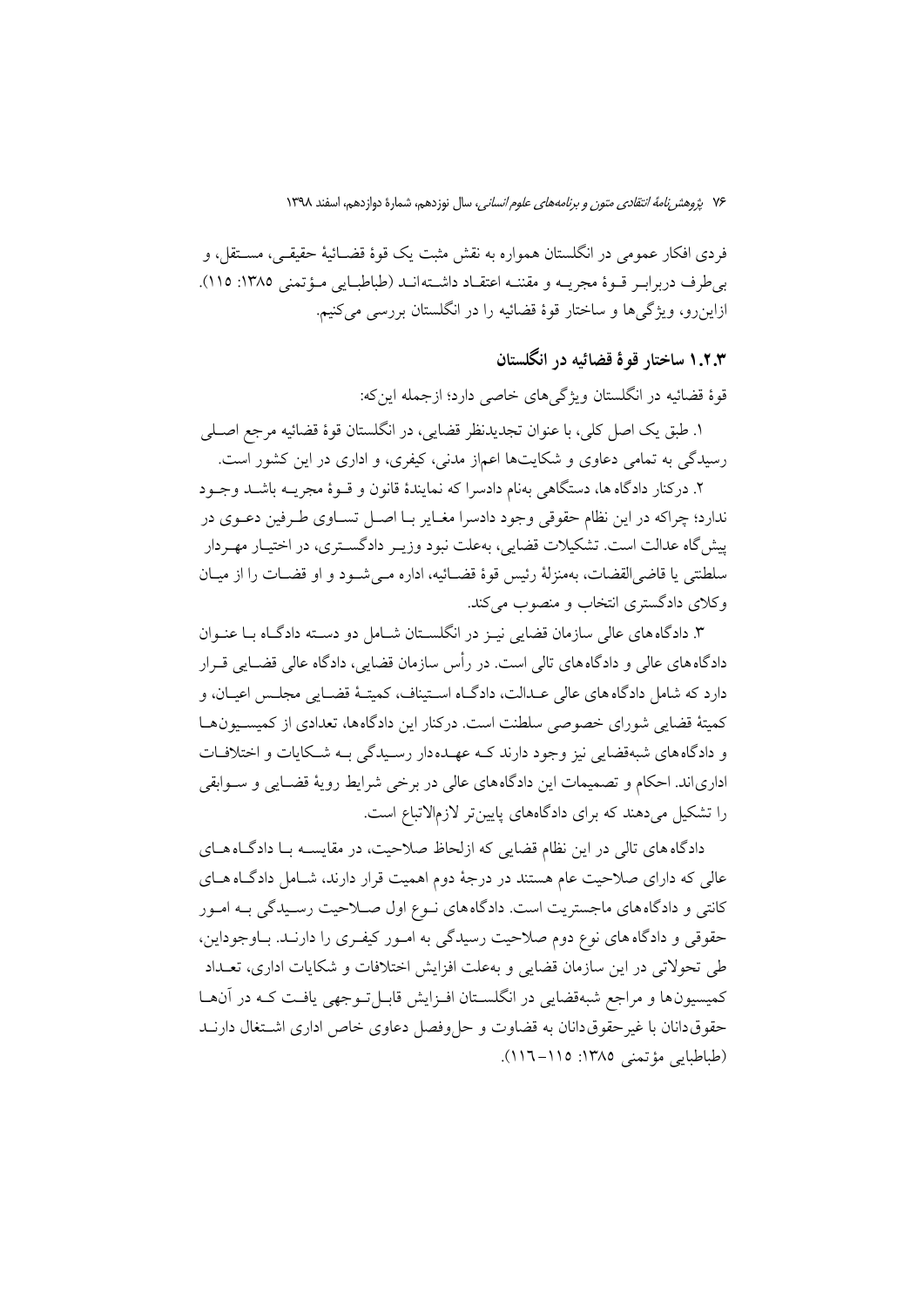فردی افکار عمومی در انگلستان همواره به نقش مثبت یک قوۀ قضائیۀ حقیقی، مستقل، و بی‌طرف دربرابر قوۀ مجریه و مقننه اعتقاد داشته‌اند (طباطبایی مؤتمنی ۱۳۸۵: ۱۱۵). ازاین‌رو، ویژگی‌ها و ساختار قوۀ قضائیه را در انگلستان بررسی می‌کنیم.

### ۱.۲.۳ ساختار قوۀ قضائیه در انگلستان

قوۀ قضائیه در انگلستان ویژگی‌های خاصی دارد؛ ازجمله این‌که:

۱. طبق یک اصل کلی، با عنوان تجدیدنظر قضایی، در انگلستان قوۀ قضائیه مرجع اصلی رسیدگی به تمامی دعاوی و شکایت‌ها اعم‌از مدنی، کیفری، و اداری در این کشور است.

۲. درکنار دادگاه ها، دستگاهی به‌نام دادسرا که نمایندۀ قانون و قوۀ مجریه باشد وجود ندارد؛ چراکه در این نظام حقوقی وجود دادسرا مغایر با اصل تساوی طرفین دعوی در پیش‌گاه عدالت است. تشکیلات قضایی، به‌علت نبود وزیر دادگستری، در اختیار مهردار سلطنتی یا قاضی‌القضات، به‌منزلۀ رئیس قوۀ قضائیه، اداره می‌شود و او قضات را از میان وکلای دادگستری انتخاب و منصوب می‌کند.

۳. دادگاه های عالی سازمان قضایی نیز در انگلستان شامل دو دسته دادگاه با عنوان دادگاه های عالی و دادگاه های تالی است. در رأس سازمان قضایی، دادگاه عالی قضایی قرار دارد که شامل دادگاه های عالی عدالت، دادگاه استیناف، کمیتۀ قضایی مجلس اعیان، و کمیتۀ قضایی شورای خصوصی سلطنت است. درکنار این دادگاه‌ها، تعدادی از کمیسیون‌ها و دادگاه های شبه‌قضایی نیز وجود دارند که عهده‌دار رسیدگی به شکایات و اختلافات اداری‌اند. احکام و تصمیمات این دادگاه‌های عالی در برخی شرایط رویۀ قضایی و سوابقی را تشکیل می‌دهند که برای دادگاه‌های پایین‌تر لازم‌الاتباع است.

دادگاه های تالی در این نظام قضایی که ازلحاظ صلاحیت، در مقایسه با دادگاه های عالی که دارای صلاحیت عام هستند در درجۀ دوم اهمیت قرار دارند، شامل دادگاه های کانتی و دادگاه های ماجستریت است. دادگاه‌های نوع اول صلاحیت رسیدگی به امور حقوقی و دادگاه های نوع دوم صلاحیت رسیدگی به امور کیفری را دارند. باوجوداین، طی تحولاتی در این سازمان قضایی و به‌علت افزایش اختلافات و شکایات اداری، تعداد کمیسیون‌ها و مراجع شبه‌قضایی در انگلستان افزایش قابل‌توجهی یافت که در آن‌ها حقوق‌دانان با غیرحقوق‌دانان به قضاوت و حل‌وفصل دعاوی خاص اداری اشتغال دارند (طباطبایی مؤتمنی ۱۳۸۵: ۱۱۵–۱۱۶).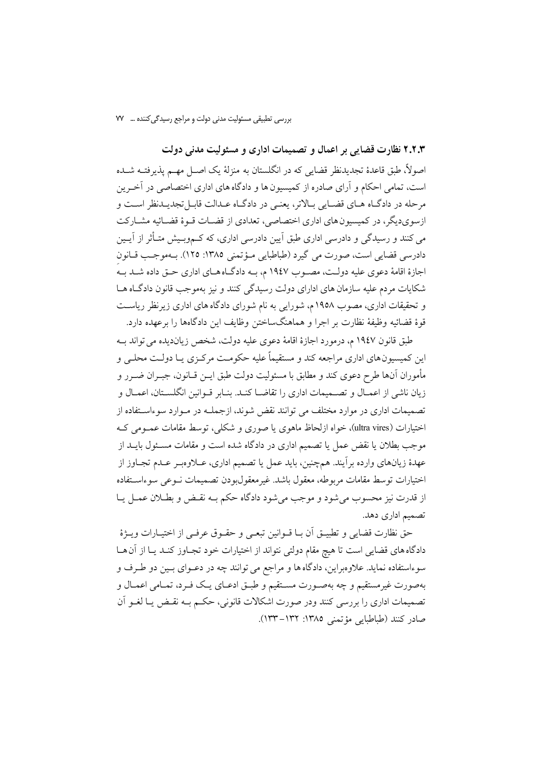### ۲.۲.۳ نظارت قضایی بر اعمال و تصمیمات اداری و مسئولیت مدنی دولت

اصولاً، طبق قاعدهٔ تجدیدنظر قضایی که در انگلستان به منزلهٔ یک اصل مهم پذیرفته شده است، تمامی احکام و آرای صادره از کمیسیون ها و دادگاه های اداری اختصاصی در آخرین مرحله در دادگاه های قضایی بالاتر، یعنی در دادگاه عدالت قابل‌تجدیدنظر است و ازسوی‌دیگر، در کمیسیون های اداری اختصاصی، تعدادی از قضات قوهٔ قضائیه مشارکت می کنند و رسیدگی و دادرسی اداری طبق آیین دادرسی اداری، که کم‌وبیش متأثر از آیین دادرسی قضایی است، صورت می گیرد (طباطبایی مؤتمنی ۱۳۸۵: ۱۲۵). به‌موجب قانون اجازهٔ اقامهٔ دعوی علیه دولت، مصوب ۱۹۴۷ م، به دادگاه‌های اداری حق داده شد به شکایات مردم علیه سازمان های اداری دولت رسیدگی کنند و نیز به‌موجب قانون دادگاه ها و تحقیقات اداری، مصوب ۱۹۵۸ م، شورایی به نام شورای دادگاه های اداری زیرنظر ریاست قوهٔ قضائیه وظیفهٔ نظارت بر اجرا و هماهنگ‌ساختن وظایف این دادگاه‌ها را برعهده دارد.

طبق قانون ۱۹۴۷ م، درمورد اجازهٔ اقامهٔ دعوی علیه دولت، شخص زیان‌دیده می تواند به این کمیسیون های اداری مراجعه کند و مستقیماً علیه حکومت مرکزی یا دولت محلی و مأموران آن‌ها طرح دعوی کند و مطابق با مسئولیت دولت طبق این قانون، جبران ضرر و زیان ناشی از اعمال و تصمیمات اداری را تقاضا کند. بنابر قوانین انگلستان، اعمال و تصمیمات اداری در موارد مختلف می توانند نقض شوند، ازجمله در موارد سوءاستفاده از اختیارات (ultra vires)، خواه ازلحاظ ماهوی یا صوری و شکلی، توسط مقامات عمومی که موجب بطلان یا نقض عمل یا تصمیم اداری در دادگاه شده است و مقامات مسئول باید از عهدهٔ زیان‌های وارده برآیند. هم‌چنین، باید عمل یا تصمیم اداری، علاوه‌بر عدم تجاوز از اختیارات توسط مقامات مربوطه، معقول باشد. غیرمعقول‌بودن تصمیمات نوعی سوءاستفاده از قدرت نیز محسوب می‌شود و موجب می‌شود دادگاه حکم به نقض و بطلان عمل یا تصمیم اداری دهد.

حق نظارت قضایی و تطبیق آن با قوانین تبعی و حقوق عرفی از اختیارات ویژهٔ دادگاه های قضایی است تا هیچ مقام دولتی نتواند از اختیارات خود تجاوز کند یا از آن‌ها سوءاستفاده نماید. علاوه‌براین، دادگاه ها و مراجع می توانند چه در دعوای بین دو طرف و به‌صورت غیرمستقیم و چه به‌صورت مستقیم و طبق ادعای یک فرد، تمامی اعمال و تصمیمات اداری را بررسی کنند ودر صورت اشکالات قانونی، حکم به نقض یا لغو آن صادر کنند (طباطبایی مؤتمنی ۱۳۸۵: ۱۳۲-۱۳۳).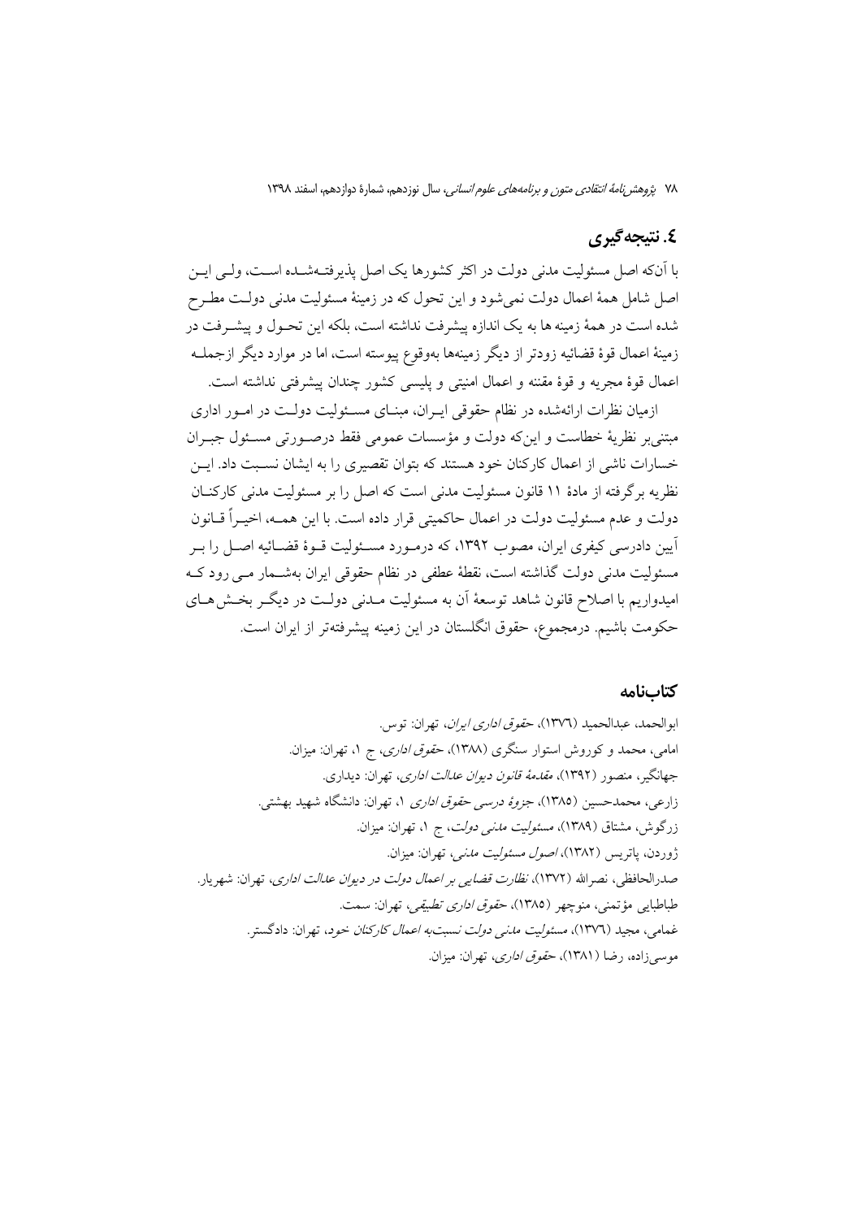## ٤. نتیجه‌گیری

با آن‌که اصل مسئولیت مدنی دولت در اکثر کشورها یک اصل پذیرفته‌شده است، ولی این اصل شامل همهٔ اعمال دولت نمی‌شود و این تحول که در زمینهٔ مسئولیت مدنی دولت مطرح شده است در همهٔ زمینه ها به یک اندازه پیشرفت نداشته است، بلکه این تحول و پیشرفت در زمینهٔ اعمال قوهٔ قضائیه زودتر از دیگر زمینهها به‌وقوع پیوسته است، اما در موارد دیگر ازجمله اعمال قوهٔ مجریه و قوهٔ مقننه و اعمال امنیتی و پلیسی کشور چندان پیشرفتی نداشته است.

ازمیان نظرات ارائه‌شده در نظام حقوقی ایران، مبنای مسئولیت دولت در امور اداری مبتنی‌بر نظریهٔ خطاست و این‌که دولت و مؤسسات عمومی فقط درصورتی مسئول جبران خسارات ناشی از اعمال کارکنان خود هستند که بتوان تقصیری را به ایشان نسبت داد. این نظریه برگرفته از مادهٔ ۱۱ قانون مسئولیت مدنی است که اصل را بر مسئولیت مدنی کارکنان دولت و عدم مسئولیت دولت در اعمال حاکمیتی قرار داده است. با این همه، اخیراً قانون آیین دادرسی کیفری ایران، مصوب ۱۳۹۲، که درمورد مسئولیت قوهٔ قضائیه اصل را بر مسئولیت مدنی دولت گذاشته است، نقطهٔ عطفی در نظام حقوقی ایران به‌شمار می رود که امیدواریم با اصلاح قانون شاهد توسعهٔ آن به مسئولیت مدنی دولت در دیگر بخش‌های حکومت باشیم. درمجموع، حقوق انگلستان در این زمینه پیشرفته‌تر از ایران است.

## کتاب‌نامه

ابوالحمد، عبدالحمید (۱۳۷٦)، *حقوق اداری ایران*، تهران: توس.

امامی، محمد و کوروش استوار سنگری (۱۳۸۸)، *حقوق اداری*، ج ۱، تهران: میزان.

جهانگیر، منصور (۱۳۹۲)، *مقدمهٔ قانون دیوان عدالت اداری*، تهران: دیداری.

زارعی، محمدحسین (۱۳۸۵)، *جزوهٔ درسی حقوق اداری ۱*، تهران: دانشگاه شهید بهشتی.

زرگوش، مشتاق (۱۳۸۹)، *مسئولیت مدنی دولت*، ج ۱، تهران: میزان.

ژوردن، پاتریس (۱۳۸۲)، *اصول مسئولیت مدنی*، تهران: میزان.

صدرالحافظی، نصرالله (۱۳۷۲)، *نظارت قضایی بر اعمال دولت در دیوان عدالت اداری*، تهران: شهریار.

طباطبایی مؤتمنی، منوچهر (۱۳۸۵)، *حقوق اداری تطبیقی*، تهران: سمت.

غمامی، مجید (۱۳۷٦)، *مسئولیت مدنی دولت نسبت‌به اعمال کارکنان خود*، تهران: دادگستر.

موسی‌زاده، رضا (۱۳۸۱)، *حقوق اداری*، تهران: میزان.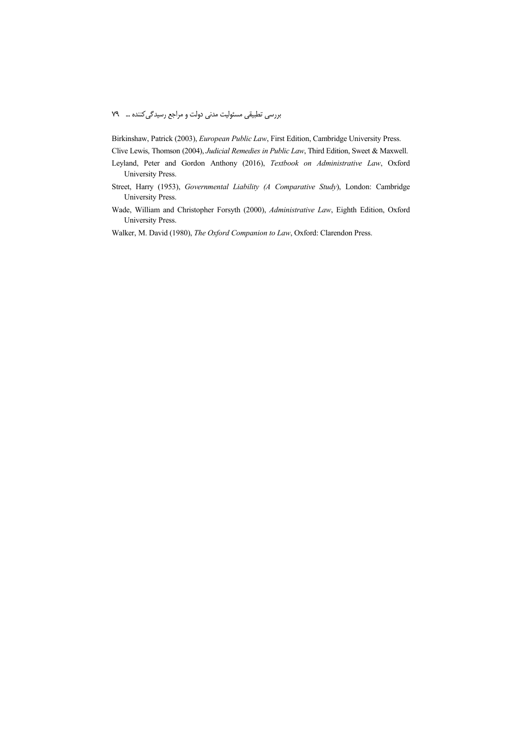Birkinshaw, Patrick (2003), *European Public Law*, First Edition, Cambridge University Press.

Clive Lewis, Thomson (2004), *Judicial Remedies in Public Law*, Third Edition, Sweet & Maxwell.

Leyland, Peter and Gordon Anthony (2016), *Textbook on Administrative Law*, Oxford University Press.

Street, Harry (1953), *Governmental Liability (A Comparative Study*), London: Cambridge University Press.

Wade, William and Christopher Forsyth (2000), *Administrative Law*, Eighth Edition, Oxford University Press.

Walker, M. David (1980), *The Oxford Companion to Law*, Oxford: Clarendon Press.